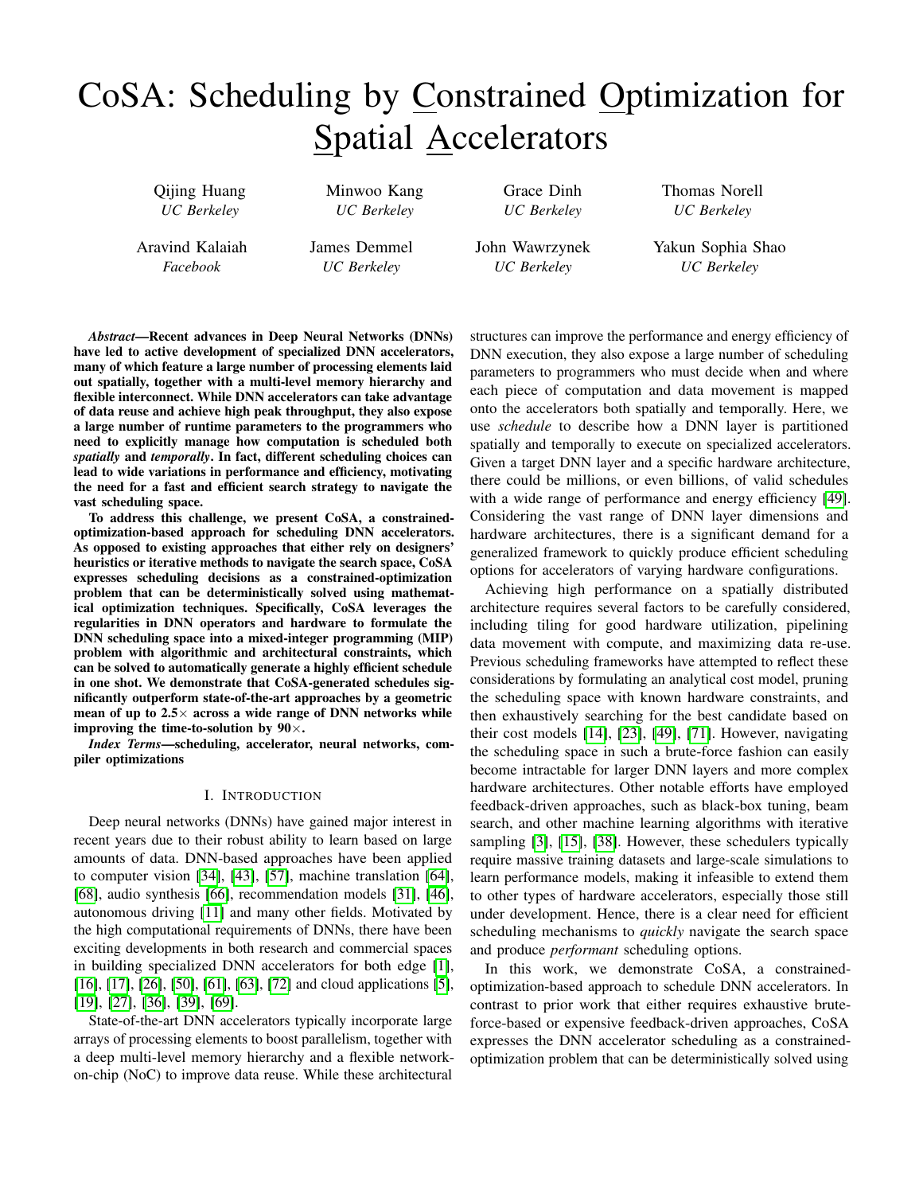# CoSA: Scheduling by Constrained Optimization for Spatial Accelerators

Qijing Huang
*UC Berkeley*

Minwoo Kang
*UC Berkeley*

Grace Dinh
*UC Berkeley*

Thomas Norell
*UC Berkeley*

Aravind Kalaiah
*Facebook*

James Demmel
*UC Berkeley*

John Wawrzynek
*UC Berkeley*

Yakun Sophia Shao
*UC Berkeley*

***Abstract*—Recent advances in Deep Neural Networks (DNNs) have led to active development of specialized DNN accelerators, many of which feature a large number of processing elements laid out spatially, together with a multi-level memory hierarchy and flexible interconnect. While DNN accelerators can take advantage of data reuse and achieve high peak throughput, they also expose a large number of runtime parameters to the programmers who need to explicitly manage how computation is scheduled both *spatially* and *temporally*. In fact, different scheduling choices can lead to wide variations in performance and efficiency, motivating the need for a fast and efficient search strategy to navigate the vast scheduling space.**

**To address this challenge, we present CoSA, a constrained-optimization-based approach for scheduling DNN accelerators. As opposed to existing approaches that either rely on designers' heuristics or iterative methods to navigate the search space, CoSA expresses scheduling decisions as a constrained-optimization problem that can be deterministically solved using mathematical optimization techniques. Specifically, CoSA leverages the regularities in DNN operators and hardware to formulate the DNN scheduling space into a mixed-integer programming (MIP) problem with algorithmic and architectural constraints, which can be solved to automatically generate a highly efficient schedule in one shot. We demonstrate that CoSA-generated schedules significantly outperform state-of-the-art approaches by a geometric mean of up to 2.5× across a wide range of DNN networks while improving the time-to-solution by 90×.**

***Index Terms*—scheduling, accelerator, neural networks, compiler optimizations**

## I. Introduction

Deep neural networks (DNNs) have gained major interest in recent years due to their robust ability to learn based on large amounts of data. DNN-based approaches have been applied to computer vision [34], [43], [57], machine translation [64], [68], audio synthesis [66], recommendation models [31], [46], autonomous driving [11] and many other fields. Motivated by the high computational requirements of DNNs, there have been exciting developments in both research and commercial spaces in building specialized DNN accelerators for both edge [1], [16], [17], [26], [50], [61], [63], [72] and cloud applications [5], [19], [27], [36], [39], [69].

State-of-the-art DNN accelerators typically incorporate large arrays of processing elements to boost parallelism, together with a deep multi-level memory hierarchy and a flexible network-on-chip (NoC) to improve data reuse. While these architectural structures can improve the performance and energy efficiency of DNN execution, they also expose a large number of scheduling parameters to programmers who must decide when and where each piece of computation and data movement is mapped onto the accelerators both spatially and temporally. Here, we use *schedule* to describe how a DNN layer is partitioned spatially and temporally to execute on specialized accelerators. Given a target DNN layer and a specific hardware architecture, there could be millions, or even billions, of valid schedules with a wide range of performance and energy efficiency [49]. Considering the vast range of DNN layer dimensions and hardware architectures, there is a significant demand for a generalized framework to quickly produce efficient scheduling options for accelerators of varying hardware configurations.

Achieving high performance on a spatially distributed architecture requires several factors to be carefully considered, including tiling for good hardware utilization, pipelining data movement with compute, and maximizing data re-use. Previous scheduling frameworks have attempted to reflect these considerations by formulating an analytical cost model, pruning the scheduling space with known hardware constraints, and then exhaustively searching for the best candidate based on their cost models [14], [23], [49], [71]. However, navigating the scheduling space in such a brute-force fashion can easily become intractable for larger DNN layers and more complex hardware architectures. Other notable efforts have employed feedback-driven approaches, such as black-box tuning, beam search, and other machine learning algorithms with iterative sampling [3], [15], [38]. However, these schedulers typically require massive training datasets and large-scale simulations to learn performance models, making it infeasible to extend them to other types of hardware accelerators, especially those still under development. Hence, there is a clear need for efficient scheduling mechanisms to *quickly* navigate the search space and produce *performant* scheduling options.

In this work, we demonstrate CoSA, a constrained-optimization-based approach to schedule DNN accelerators. In contrast to prior work that either requires exhaustive brute-force-based or expensive feedback-driven approaches, CoSA expresses the DNN accelerator scheduling as a constrained-optimization problem that can be deterministically solved using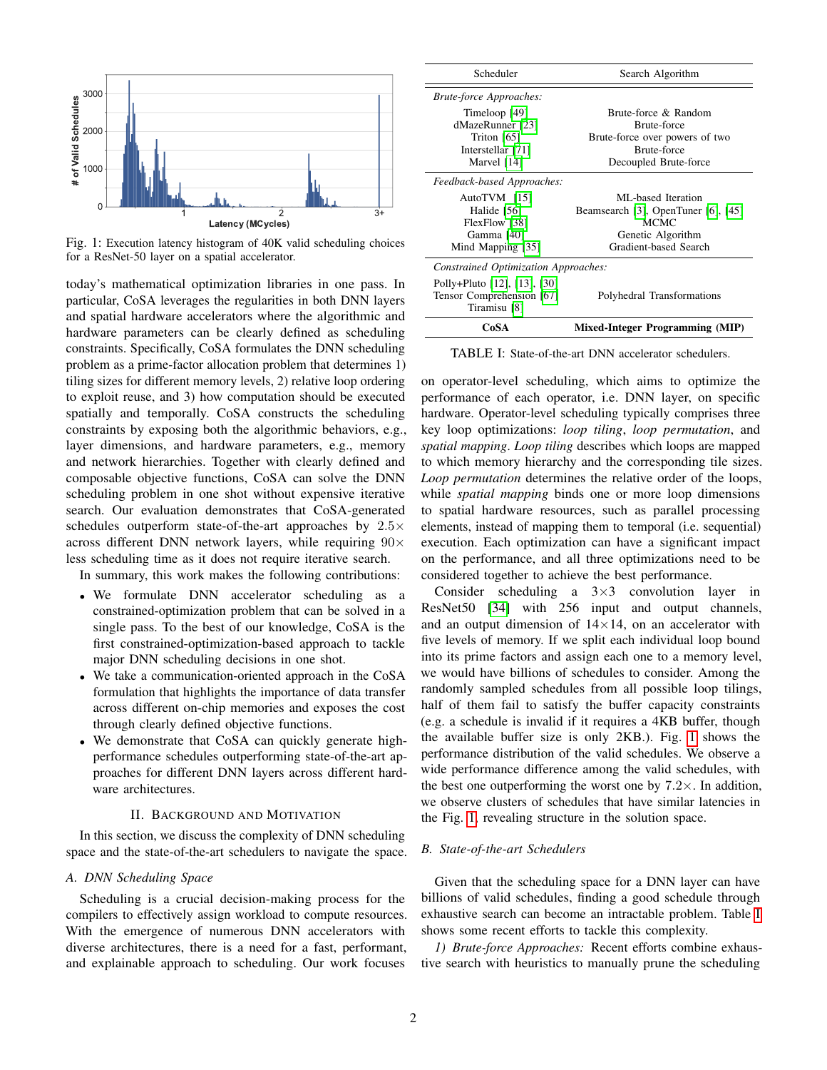Fig. 1: Execution latency histogram of 40K valid scheduling choices for a ResNet-50 layer on a spatial accelerator.

today's mathematical optimization libraries in one pass. In particular, CoSA leverages the regularities in both DNN layers and spatial hardware accelerators where the algorithmic and hardware parameters can be clearly defined as scheduling constraints. Specifically, CoSA formulates the DNN scheduling problem as a prime-factor allocation problem that determines 1) tiling sizes for different memory levels, 2) relative loop ordering to exploit reuse, and 3) how computation should be executed spatially and temporally. CoSA constructs the scheduling constraints by exposing both the algorithmic behaviors, e.g., layer dimensions, and hardware parameters, e.g., memory and network hierarchies. Together with clearly defined and composable objective functions, CoSA can solve the DNN scheduling problem in one shot without expensive iterative search. Our evaluation demonstrates that CoSA-generated schedules outperform state-of-the-art approaches by 2.5× across different DNN network layers, while requiring 90× less scheduling time as it does not require iterative search.

In summary, this work makes the following contributions:

- We formulate DNN accelerator scheduling as a constrained-optimization problem that can be solved in a single pass. To the best of our knowledge, CoSA is the first constrained-optimization-based approach to tackle major DNN scheduling decisions in one shot.
- We take a communication-oriented approach in the CoSA formulation that highlights the importance of data transfer across different on-chip memories and exposes the cost through clearly defined objective functions.
- We demonstrate that CoSA can quickly generate high-performance schedules outperforming state-of-the-art approaches for different DNN layers across different hardware architectures.

## II. Background and Motivation

In this section, we discuss the complexity of DNN scheduling space and the state-of-the-art schedulers to navigate the space.

### A. DNN Scheduling Space

Scheduling is a crucial decision-making process for the compilers to effectively assign workload to compute resources. With the emergence of numerous DNN accelerators with diverse architectures, there is a need for a fast, performant, and explainable approach to scheduling. Our work focuses

| Scheduler | Search Algorithm |
|---|---|
| *Brute-force Approaches:* | |
| Timeloop [49] | Brute-force & Random |
| dMazeRunner [23] | Brute-force |
| Triton [65] | Brute-force over powers of two |
| Interstellar [71] | Brute-force |
| Marvel [14] | Decoupled Brute-force |
| *Feedback-based Approaches:* | |
| AutoTVM [15] | ML-based Iteration |
| Halide [56] | Beamsearch [3], OpenTuner [6], [45] |
| FlexFlow [38] | MCMC |
| Gamma [40] | Genetic Algorithm |
| Mind Mapping [35] | Gradient-based Search |
| *Constrained Optimization Approaches:* | |
| Polly+Pluto [12], [13], [30] | Polyhedral Transformations |
| Tensor Comprehension [67] | Polyhedral Transformations |
| Tiramisu [8] | Polyhedral Transformations |
| **CoSA** | **Mixed-Integer Programming (MIP)** |

TABLE I: State-of-the-art DNN accelerator schedulers.

on operator-level scheduling, which aims to optimize the performance of each operator, i.e. DNN layer, on specific hardware. Operator-level scheduling typically comprises three key loop optimizations: *loop tiling*, *loop permutation*, and *spatial mapping*. *Loop tiling* describes which loops are mapped to which memory hierarchy and the corresponding tile sizes. *Loop permutation* determines the relative order of the loops, while *spatial mapping* binds one or more loop dimensions to spatial hardware resources, such as parallel processing elements, instead of mapping them to temporal (i.e. sequential) execution. Each optimization can have a significant impact on the performance, and all three optimizations need to be considered together to achieve the best performance.

Consider scheduling a 3×3 convolution layer in ResNet50 [34] with 256 input and output channels, and an output dimension of 14×14, on an accelerator with five levels of memory. If we split each individual loop bound into its prime factors and assign each one to a memory level, we would have billions of schedules to consider. Among the randomly sampled schedules from all possible loop tilings, half of them fail to satisfy the buffer capacity constraints (e.g. a schedule is invalid if it requires a 4KB buffer, though the available buffer size is only 2KB.). Fig. 1 shows the performance distribution of the valid schedules. We observe a wide performance difference among the valid schedules, with the best one outperforming the worst one by 7.2×. In addition, we observe clusters of schedules that have similar latencies in the Fig. 1, revealing structure in the solution space.

### B. State-of-the-art Schedulers

Given that the scheduling space for a DNN layer can have billions of valid schedules, finding a good schedule through exhaustive search can become an intractable problem. Table I shows some recent efforts to tackle this complexity.

*1) Brute-force Approaches:* Recent efforts combine exhaustive search with heuristics to manually prune the scheduling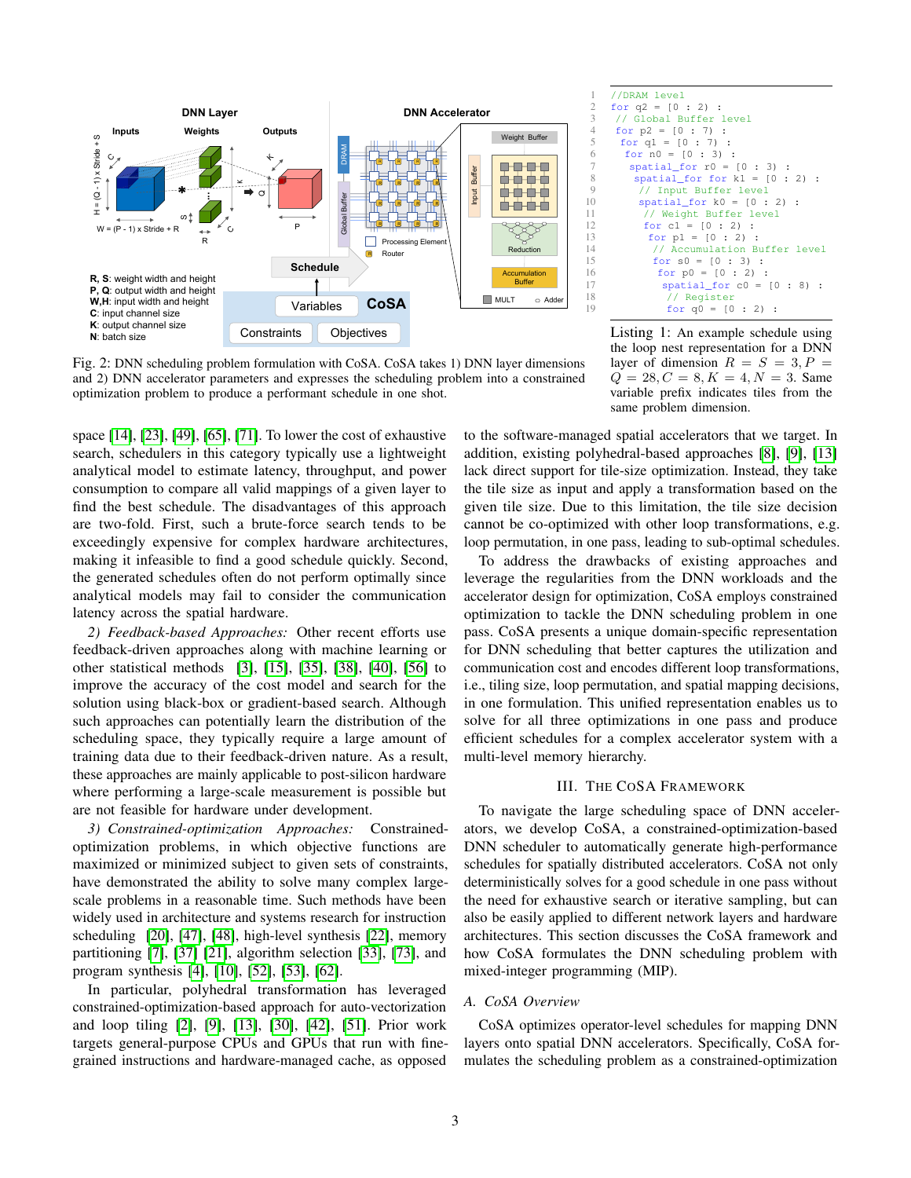```
//DRAM level
for q2 = [0 : 2) :
 // Global Buffer level
 for p2 = [0 : 7) :
  for q1 = [0 : 7) :
   for n0 = [0 : 3) :
    spatial_for r0 = [0 : 3) :
     spatial_for for k1 = [0 : 2) :
      // Input Buffer level
      spatial_for k0 = [0 : 2) :
       // Weight Buffer level
       for c1 = [0 : 2) :
        for p1 = [0 : 2) :
         // Accumulation Buffer level
         for s0 = [0 : 3) :
          for p0 = [0 : 2) :
           spatial_for c0 = [0 : 8) :
            // Register
            for q0 = [0 : 2) :
```

Fig. 2: DNN scheduling problem formulation with CoSA. CoSA takes 1) DNN layer dimensions and 2) DNN accelerator parameters and expresses the scheduling problem into a constrained optimization problem to produce a performant schedule in one shot.

Listing 1: An example schedule using the loop nest representation for a DNN layer of dimension $R = S = 3, P = Q = 28, C = 8, K = 4, N = 3$. Same variable prefix indicates tiles from the same problem dimension.

space [14], [23], [49], [65], [71]. To lower the cost of exhaustive search, schedulers in this category typically use a lightweight analytical model to estimate latency, throughput, and power consumption to compare all valid mappings of a given layer to find the best schedule. The disadvantages of this approach are two-fold. First, such a brute-force search tends to be exceedingly expensive for complex hardware architectures, making it infeasible to find a good schedule quickly. Second, the generated schedules often do not perform optimally since analytical models may fail to consider the communication latency across the spatial hardware.

*2) Feedback-based Approaches:* Other recent efforts use feedback-driven approaches along with machine learning or other statistical methods [3], [15], [35], [38], [40], [56] to improve the accuracy of the cost model and search for the solution using black-box or gradient-based search. Although such approaches can potentially learn the distribution of the scheduling space, they typically require a large amount of training data due to their feedback-driven nature. As a result, these approaches are mainly applicable to post-silicon hardware where performing a large-scale measurement is possible but are not feasible for hardware under development.

*3) Constrained-optimization Approaches:* Constrained-optimization problems, in which objective functions are maximized or minimized subject to given sets of constraints, have demonstrated the ability to solve many complex large-scale problems in a reasonable time. Such methods have been widely used in architecture and systems research for instruction scheduling [20], [47], [48], high-level synthesis [22], memory partitioning [7], [37], [21], algorithm selection [33], [73], and program synthesis [4], [10], [52], [53], [62].

In particular, polyhedral transformation has leveraged constrained-optimization-based approach for auto-vectorization and loop tiling [2], [9], [13], [30], [42], [51]. Prior work targets general-purpose CPUs and GPUs that run with fine-grained instructions and hardware-managed cache, as opposed to the software-managed spatial accelerators that we target. In addition, existing polyhedral-based approaches [8], [9], [13] lack direct support for tile-size optimization. Instead, they take the tile size as input and apply a transformation based on the given tile size. Due to this limitation, the tile size decision cannot be co-optimized with other loop transformations, e.g. loop permutation, in one pass, leading to sub-optimal schedules.

To address the drawbacks of existing approaches and leverage the regularities from the DNN workloads and the accelerator design for optimization, CoSA employs constrained optimization to tackle the DNN scheduling problem in one pass. CoSA presents a unique domain-specific representation for DNN scheduling that better captures the utilization and communication cost and encodes different loop transformations, i.e., tiling size, loop permutation, and spatial mapping decisions, in one formulation. This unified representation enables us to solve for all three optimizations in one pass and produce efficient schedules for a complex accelerator system with a multi-level memory hierarchy.

## III. The CoSA Framework

To navigate the large scheduling space of DNN accelerators, we develop CoSA, a constrained-optimization-based DNN scheduler to automatically generate high-performance schedules for spatially distributed accelerators. CoSA not only deterministically solves for a good schedule in one pass without the need for exhaustive search or iterative sampling, but can also be easily applied to different network layers and hardware architectures. This section discusses the CoSA framework and how CoSA formulates the DNN scheduling problem with mixed-integer programming (MIP).

### A. CoSA Overview

CoSA optimizes operator-level schedules for mapping DNN layers onto spatial DNN accelerators. Specifically, CoSA formulates the scheduling problem as a constrained-optimization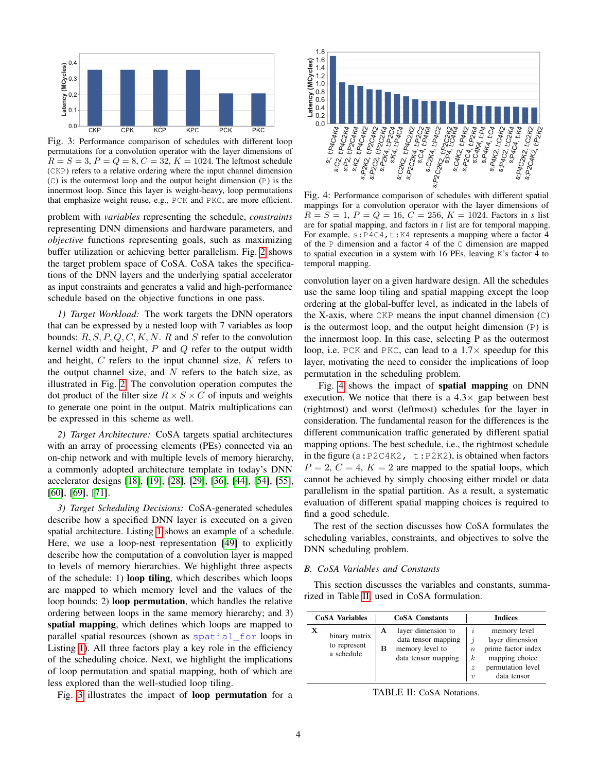Fig. 3: Performance comparison of schedules with different loop permutations for a convolution operator with the layer dimensions of $R = S = 3$, $P = Q = 8$, $C = 32$, $K = 1024$. The leftmost schedule (`CKP`) refers to a relative ordering where the input channel dimension (`C`) is the outermost loop and the output height dimension (`P`) is the innermost loop. Since this layer is weight-heavy, loop permutations that emphasize weight reuse, e.g., `PCK` and `PKC`, are more efficient.

problem with *variables* representing the schedule, *constraints* representing DNN dimensions and hardware parameters, and *objective* functions representing goals, such as maximizing buffer utilization or achieving better parallelism. Fig. 2 shows the target problem space of CoSA. CoSA takes the specifications of the DNN layers and the underlying spatial accelerator as input constraints and generates a valid and high-performance schedule based on the objective functions in one pass.

*1) Target Workload:* The work targets the DNN operators that can be expressed by a nested loop with 7 variables as loop bounds: $R, S, P, Q, C, K, N$. $R$ and $S$ refer to the convolution kernel width and height, $P$ and $Q$ refer to the output width and height, $C$ refers to the input channel size, $K$ refers to the output channel size, and $N$ refers to the batch size, as illustrated in Fig. 2. The convolution operation computes the dot product of the filter size $R \times S \times C$ of inputs and weights to generate one point in the output. Matrix multiplications can be expressed in this scheme as well.

*2) Target Architecture:* CoSA targets spatial architectures with an array of processing elements (PEs) connected via an on-chip network and with multiple levels of memory hierarchy, a commonly adopted architecture template in today's DNN accelerator designs [18], [19], [28], [29], [36], [44], [54], [55], [60], [69], [71].

*3) Target Scheduling Decisions:* CoSA-generated schedules describe how a specified DNN layer is executed on a given spatial architecture. Listing 1 shows an example of a schedule. Here, we use a loop-nest representation [49] to explicitly describe how the computation of a convolution layer is mapped to levels of memory hierarchies. We highlight three aspects of the schedule: 1) **loop tiling**, which describes which loops are mapped to which memory level and the values of the loop bounds; 2) **loop permutation**, which handles the relative ordering between loops in the same memory hierarchy; and 3) **spatial mapping**, which defines which loops are mapped to parallel spatial resources (shown as `spatial_for` loops in Listing 1). All three factors play a key role in the efficiency of the scheduling choice. Next, we highlight the implications of loop permutation and spatial mapping, both of which are less explored than the well-studied loop tiling.

Fig. 3 illustrates the impact of **loop permutation** for a convolution layer on a given hardware design. All the schedules use the same loop tiling and spatial mapping except the loop ordering at the global-buffer level, as indicated in the labels of the X-axis, where `CKP` means the input channel dimension (`C`) is the outermost loop, and the output height dimension (`P`) is the innermost loop. In this case, selecting P as the outermost loop, i.e. `PCK` and `PKC`, can lead to a 1.7× speedup for this layer, motivating the need to consider the implications of loop permutation in the scheduling problem.

Fig. 4: Performance comparison of schedules with different spatial mappings for a convolution operator with the layer dimensions of $R = S = 1$, $P = Q = 16$, $C = 256$, $K = 1024$. Factors in *s* list are for spatial mapping, and factors in *t* list are for temporal mapping. For example, `s:P4C4,t:K4` represents a mapping where a factor 4 of the `P` dimension and a factor 4 of the `C` dimension are mapped to spatial execution in a system with 16 PEs, leaving `K`'s factor 4 to temporal mapping.

Fig. 4 shows the impact of **spatial mapping** on DNN execution. We notice that there is a 4.3× gap between best (rightmost) and worst (leftmost) schedules for the layer in consideration. The fundamental reason for the differences is the different communication traffic generated by different spatial mapping options. The best schedule, i.e., the rightmost schedule in the figure (`s:P2C4K2, t:P2K2`), is obtained when factors $P = 2$, $C = 4$, $K = 2$ are mapped to the spatial loops, which cannot be achieved by simply choosing either model or data parallelism in the spatial partition. As a result, a systematic evaluation of different spatial mapping choices is required to find a good schedule.

The rest of the section discusses how CoSA formulates the scheduling variables, constraints, and objectives to solve the DNN scheduling problem.

## B. CoSA Variables and Constants

This section discusses the variables and constants, summarized in Table II, used in CoSA formulation.

| CoSA Variables | | CoSA Constants | | Indices | |
|---|---|---|---|---|---|
| **X** | binary matrix to represent a schedule | **A** | layer dimension to data tensor mapping | $i$ | memory level |
| | | **B** | memory level to data tensor mapping | $j$ | layer dimension |
| | | | | $n$ | prime factor index |
| | | | | $k$ | mapping choice |
| | | | | $z$ | permutation level |
| | | | | $v$ | data tensor |

TABLE II: CoSA Notations.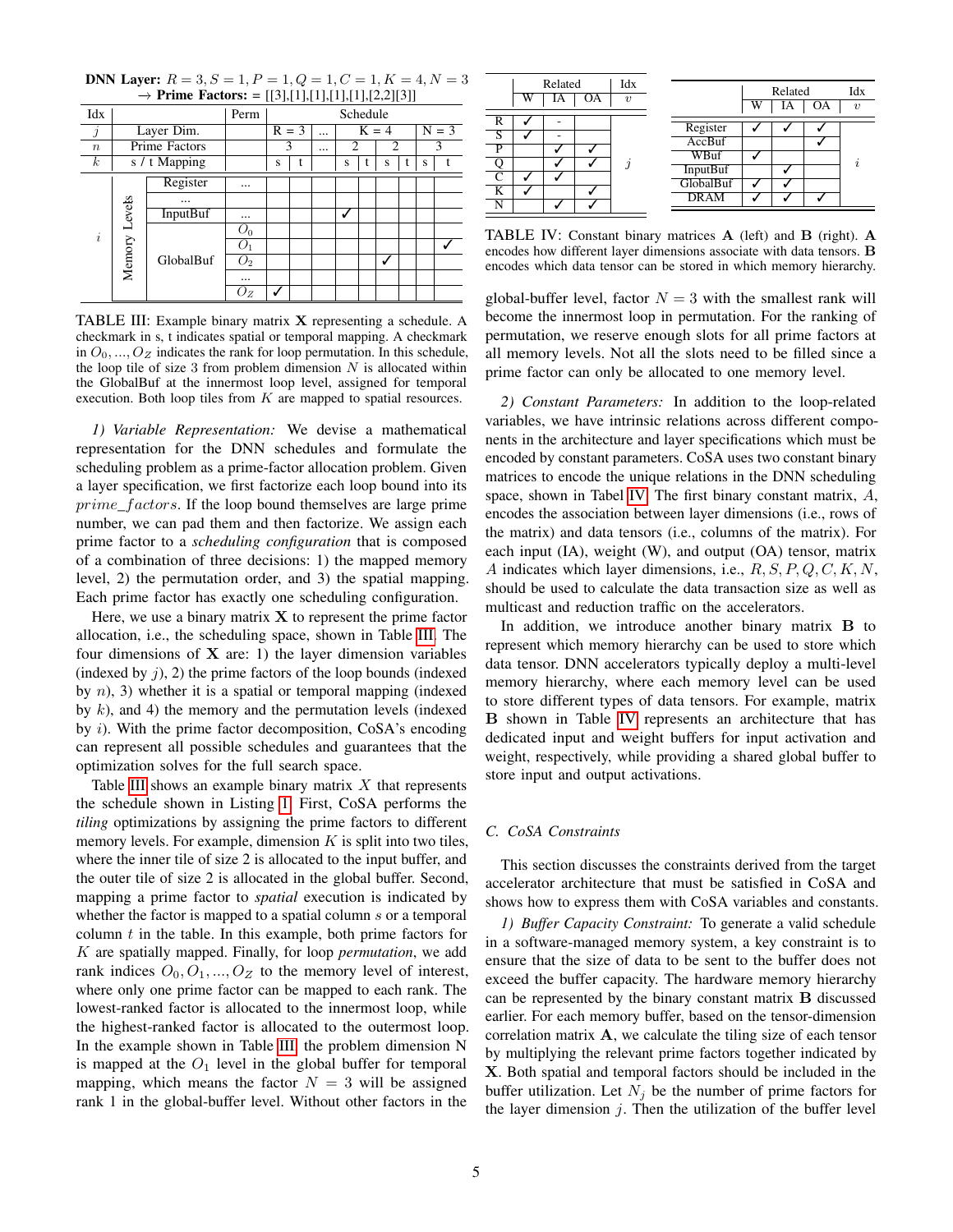**DNN Layer:** $R = 3, S = 1, P = 1, Q = 1, C = 1, K = 4, N = 3$
$\rightarrow$ **Prime Factors:** = [[3],[1],[1],[1],[1],[2,2][3]]

| Idx | | | Perm | Schedule | | | | | | | | | |
|---|---|---|---|---|---|---|---|---|---|---|---|---|---|
| $j$ | Layer Dim. | | | R = 3 | | ... | K = 4 | | | | N = 3 | |
| $n$ | Prime Factors | | | 3 | | ... | 2 | | 2 | | 3 | |
| $k$ | s / t Mapping | | | s | t | | s | t | s | t | s | t |
| $i$ | Memory Levels | Register | ... | | | | | | | | | |
| | | ... | | | | | | | | | | |
| | | InputBuf | ... | | | | ✓ | | | | | |
| | | GlobalBuf | $O_0$ | | | | | | | | | |
| | | | $O_1$ | | | | | | | | | ✓ |
| | | | $O_2$ | | | | | | ✓ | | | |
| | | | ... | | | | | | | | | |
| | | | $O_Z$ | ✓ | | | | | | | | |

TABLE III: Example binary matrix $\mathbf{X}$ representing a schedule. A checkmark in s, t indicates spatial or temporal mapping. A checkmark in $O_0, ..., O_Z$ indicates the rank for loop permutation. In this schedule, the loop tile of size 3 from problem dimension $N$ is allocated within the GlobalBuf at the innermost loop level, assigned for temporal execution. Both loop tiles from $K$ are mapped to spatial resources.

*1) Variable Representation:* We devise a mathematical representation for the DNN schedules and formulate the scheduling problem as a prime-factor allocation problem. Given a layer specification, we first factorize each loop bound into its $prime\_factors$. If the loop bound themselves are large prime number, we can pad them and then factorize. We assign each prime factor to a *scheduling configuration* that is composed of a combination of three decisions: 1) the mapped memory level, 2) the permutation order, and 3) the spatial mapping. Each prime factor has exactly one scheduling configuration.

Here, we use a binary matrix $\mathbf{X}$ to represent the prime factor allocation, i.e., the scheduling space, shown in Table III. The four dimensions of $\mathbf{X}$ are: 1) the layer dimension variables (indexed by $j$), 2) the prime factors of the loop bounds (indexed by $n$), 3) whether it is a spatial or temporal mapping (indexed by $k$), and 4) the memory and the permutation levels (indexed by $i$). With the prime factor decomposition, CoSA's encoding can represent all possible schedules and guarantees that the optimization solves for the full search space.

Table III shows an example binary matrix $X$ that represents the schedule shown in Listing 1. First, CoSA performs the *tiling* optimizations by assigning the prime factors to different memory levels. For example, dimension $K$ is split into two tiles, where the inner tile of size 2 is allocated to the input buffer, and the outer tile of size 2 is allocated in the global buffer. Second, mapping a prime factor to *spatial* execution is indicated by whether the factor is mapped to a spatial column $s$ or a temporal column $t$ in the table. In this example, both prime factors for $K$ are spatially mapped. Finally, for loop *permutation*, we add rank indices $O_0, O_1, ..., O_Z$ to the memory level of interest, where only one prime factor can be mapped to each rank. The lowest-ranked factor is allocated to the innermost loop, while the highest-ranked factor is allocated to the outermost loop. In the example shown in Table III, the problem dimension N is mapped at the $O_1$ level in the global buffer for temporal mapping, which means the factor $N = 3$ will be assigned rank 1 in the global-buffer level. Without other factors in the global-buffer level, factor $N = 3$ with the smallest rank will become the innermost loop in permutation. For the ranking of permutation, we reserve enough slots for all prime factors at all memory levels. Not all the slots need to be filled since a prime factor can only be allocated to one memory level.

| | Related | | | Idx |
|---|---|---|---|---|
| | W | IA | OA | $v$ |
| R | ✓ | - | | $j$ |
| S | ✓ | - | | |
| P | | ✓ | ✓ | |
| Q | | ✓ | ✓ | |
| C | ✓ | ✓ | | |
| K | ✓ | | ✓ | |
| N | | ✓ | ✓ | |

| | Related | | | Idx |
|---|---|---|---|---|
| | W | IA | OA | $v$ |
| Register | ✓ | ✓ | ✓ | $i$ |
| AccBuf | | | ✓ | |
| WBuf | ✓ | | | |
| InputBuf | | ✓ | | |
| GlobalBuf | ✓ | ✓ | | |
| DRAM | ✓ | ✓ | ✓ | |

TABLE IV: Constant binary matrices $\mathbf{A}$ (left) and $\mathbf{B}$ (right). $\mathbf{A}$ encodes how different layer dimensions associate with data tensors. $\mathbf{B}$ encodes which data tensor can be stored in which memory hierarchy.

*2) Constant Parameters:* In addition to the loop-related variables, we have intrinsic relations across different components in the architecture and layer specifications which must be encoded by constant parameters. CoSA uses two constant binary matrices to encode the unique relations in the DNN scheduling space, shown in Tabel IV. The first binary constant matrix, $A$, encodes the association between layer dimensions (i.e., rows of the matrix) and data tensors (i.e., columns of the matrix). For each input (IA), weight (W), and output (OA) tensor, matrix $A$ indicates which layer dimensions, i.e., $R, S, P, Q, C, K, N$, should be used to calculate the data transaction size as well as multicast and reduction traffic on the accelerators.

In addition, we introduce another binary matrix $\mathbf{B}$ to represent which memory hierarchy can be used to store which data tensor. DNN accelerators typically deploy a multi-level memory hierarchy, where each memory level can be used to store different types of data tensors. For example, matrix $\mathbf{B}$ shown in Table IV represents an architecture that has dedicated input and weight buffers for input activation and weight, respectively, while providing a shared global buffer to store input and output activations.

## C. CoSA Constraints

This section discusses the constraints derived from the target accelerator architecture that must be satisfied in CoSA and shows how to express them with CoSA variables and constants.

*1) Buffer Capacity Constraint:* To generate a valid schedule in a software-managed memory system, a key constraint is to ensure that the size of data to be sent to the buffer does not exceed the buffer capacity. The hardware memory hierarchy can be represented by the binary constant matrix $\mathbf{B}$ discussed earlier. For each memory buffer, based on the tensor-dimension correlation matrix $\mathbf{A}$, we calculate the tiling size of each tensor by multiplying the relevant prime factors together indicated by $\mathbf{X}$. Both spatial and temporal factors should be included in the buffer utilization. Let $N_j$ be the number of prime factors for the layer dimension $j$. Then the utilization of the buffer level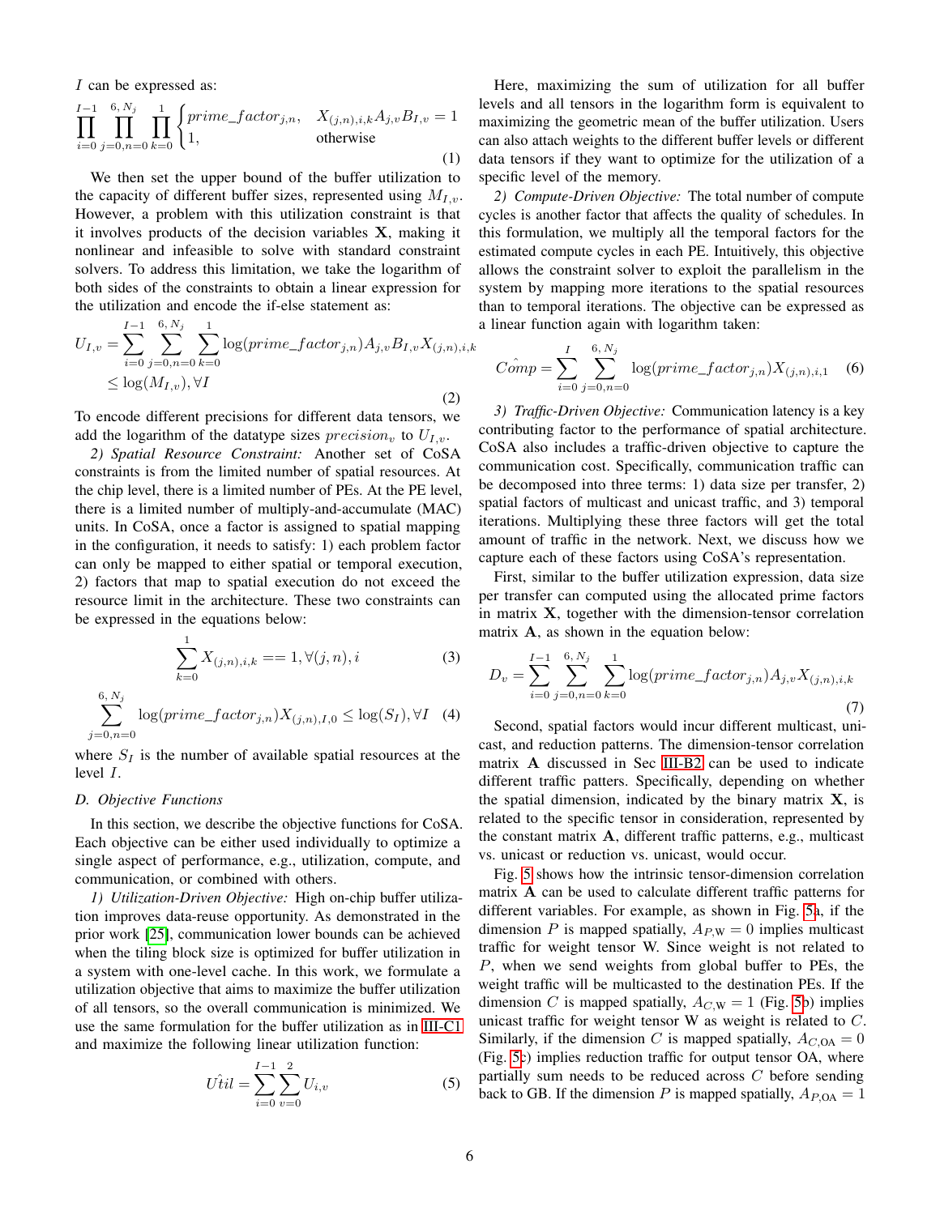$I$ can be expressed as:

$$\prod_{i=0}^{I-1} \prod_{j=0,n=0}^{6,N_j} \prod_{k=0}^{1} \begin{cases} prime\_factor_{j,n}, & X_{(j,n),i,k} A_{j,v} B_{I,v} = 1 \\ 1, & \text{otherwise} \end{cases} \tag{1}$$

We then set the upper bound of the buffer utilization to the capacity of different buffer sizes, represented using $M_{I,v}$. However, a problem with this utilization constraint is that it involves products of the decision variables $\mathbf{X}$, making it nonlinear and infeasible to solve with standard constraint solvers. To address this limitation, we take the logarithm of both sides of the constraints to obtain a linear expression for the utilization and encode the if-else statement as:

$$U_{I,v} = \sum_{i=0}^{I-1} \sum_{j=0,n=0}^{6,N_j} \sum_{k=0}^{1} \log(prime\_factor_{j,n}) A_{j,v} B_{I,v} X_{(j,n),i,k} \leq \log(M_{I,v}), \forall I \tag{2}$$

To encode different precisions for different data tensors, we add the logarithm of the datatype sizes $precision_v$ to $U_{I,v}$.

*2) Spatial Resource Constraint:* Another set of CoSA constraints is from the limited number of spatial resources. At the chip level, there is a limited number of PEs. At the PE level, there is a limited number of multiply-and-accumulate (MAC) units. In CoSA, once a factor is assigned to spatial mapping in the configuration, it needs to satisfy: 1) each problem factor can only be mapped to either spatial or temporal execution, 2) factors that map to spatial execution do not exceed the resource limit in the architecture. These two constraints can be expressed in the equations below:

$$\sum_{k=0}^{1} X_{(j,n),i,k} == 1, \forall (j,n), i \tag{3}$$

$$\sum_{j=0,n=0}^{6,N_j} \log(prime\_factor_{j,n}) X_{(j,n),I,0} \leq \log(S_I), \forall I \tag{4}$$

where $S_I$ is the number of available spatial resources at the level $I$.

### D. Objective Functions

In this section, we describe the objective functions for CoSA. Each objective can be either used individually to optimize a single aspect of performance, e.g., utilization, compute, and communication, or combined with others.

*1) Utilization-Driven Objective:* High on-chip buffer utilization improves data-reuse opportunity. As demonstrated in the prior work [25], communication lower bounds can be achieved when the tiling block size is optimized for buffer utilization in a system with one-level cache. In this work, we formulate a utilization objective that aims to maximize the buffer utilization of all tensors, so the overall communication is minimized. We use the same formulation for the buffer utilization as in III-C1 and maximize the following linear utilization function:

$$\hat{Util} = \sum_{i=0}^{I-1} \sum_{v=0}^{2} U_{i,v} \tag{5}$$

Here, maximizing the sum of utilization for all buffer levels and all tensors in the logarithm form is equivalent to maximizing the geometric mean of the buffer utilization. Users can also attach weights to the different buffer levels or different data tensors if they want to optimize for the utilization of a specific level of the memory.

*2) Compute-Driven Objective:* The total number of compute cycles is another factor that affects the quality of schedules. In this formulation, we multiply all the temporal factors for the estimated compute cycles in each PE. Intuitively, this objective allows the constraint solver to exploit the parallelism in the system by mapping more iterations to the spatial resources than to temporal iterations. The objective can be expressed as a linear function again with logarithm taken:

$$\hat{Comp} = \sum_{i=0}^{I} \sum_{j=0,n=0}^{6,N_j} \log(prime\_factor_{j,n}) X_{(j,n),i,1} \tag{6}$$

*3) Traffic-Driven Objective:* Communication latency is a key contributing factor to the performance of spatial architecture. CoSA also includes a traffic-driven objective to capture the communication cost. Specifically, communication traffic can be decomposed into three terms: 1) data size per transfer, 2) spatial factors of multicast and unicast traffic, and 3) temporal iterations. Multiplying these three factors will get the total amount of traffic in the network. Next, we discuss how we capture each of these factors using CoSA's representation.

First, similar to the buffer utilization expression, data size per transfer can computed using the allocated prime factors in matrix $\mathbf{X}$, together with the dimension-tensor correlation matrix $\mathbf{A}$, as shown in the equation below:

$$D_v = \sum_{i=0}^{I-1} \sum_{j=0,n=0}^{6,N_j} \sum_{k=0}^{1} \log(prime\_factor_{j,n}) A_{j,v} X_{(j,n),i,k} \tag{7}$$

Second, spatial factors would incur different multicast, unicast, and reduction patterns. The dimension-tensor correlation matrix $\mathbf{A}$ discussed in Sec III-B2 can be used to indicate different traffic patters. Specifically, depending on whether the spatial dimension, indicated by the binary matrix $\mathbf{X}$, is related to the specific tensor in consideration, represented by the constant matrix $\mathbf{A}$, different traffic patterns, e.g., multicast vs. unicast or reduction vs. unicast, would occur.

Fig. 5 shows how the intrinsic tensor-dimension correlation matrix $\mathbf{A}$ can be used to calculate different traffic patterns for different variables. For example, as shown in Fig. 5a, if the dimension $P$ is mapped spatially, $A_{P,\text{W}} = 0$ implies multicast traffic for weight tensor W. Since weight is not related to $P$, when we send weights from global buffer to PEs, the weight traffic will be multicasted to the destination PEs. If the dimension $C$ is mapped spatially, $A_{C,\text{W}} = 1$ (Fig. 5b) implies unicast traffic for weight tensor W as weight is related to $C$. Similarly, if the dimension $C$ is mapped spatially, $A_{C,\text{OA}} = 0$ (Fig. 5c) implies reduction traffic for output tensor OA, where partially sum needs to be reduced across $C$ before sending back to GB. If the dimension $P$ is mapped spatially, $A_{P,\text{OA}} = 1$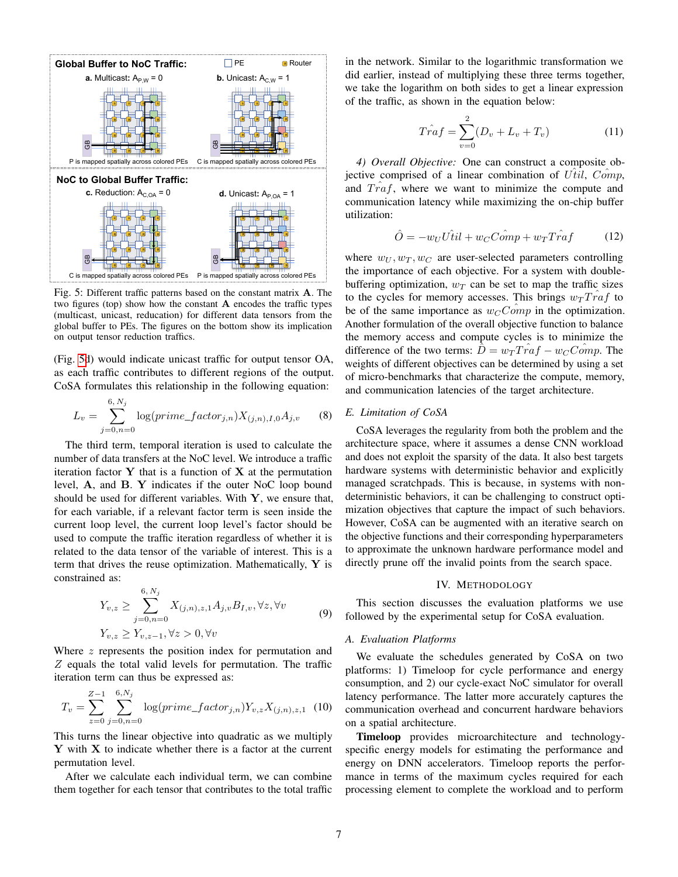Fig. 5: Different traffic patterns based on the constant matrix $\mathbf{A}$. The two figures (top) show how the constant $\mathbf{A}$ encodes the traffic types (multicast, unicast, reduction) for different data tensors from the global buffer to PEs. The figures on the bottom show its implication on output tensor reduction traffics.

(Fig. 5d) would indicate unicast traffic for output tensor OA, as each traffic contributes to different regions of the output. CoSA formulates this relationship in the following equation:

$$L_v = \sum_{j=0,n=0}^{6,N_j} \log(prime\_factor_{j,n}) X_{(j,n),I,0} A_{j,v} \tag{8}$$

The third term, temporal iteration is used to calculate the number of data transfers at the NoC level. We introduce a traffic iteration factor $\mathbf{Y}$ that is a function of $\mathbf{X}$ at the permutation level, $\mathbf{A}$, and $\mathbf{B}$. $\mathbf{Y}$ indicates if the outer NoC loop bound should be used for different variables. With $\mathbf{Y}$, we ensure that, for each variable, if a relevant factor term is seen inside the current loop level, the current loop level's factor should be used to compute the traffic iteration regardless of whether it is related to the data tensor of the variable of interest. This is a term that drives the reuse optimization. Mathematically, $\mathbf{Y}$ is constrained as:

$$\begin{aligned} Y_{v,z} &\geq \sum_{j=0,n=0}^{6,N_j} X_{(j,n),z,1} A_{j,v} B_{I,v}, \forall z, \forall v \\ Y_{v,z} &\geq Y_{v,z-1}, \forall z > 0, \forall v \end{aligned} \tag{9}$$

Where $z$ represents the position index for permutation and $Z$ equals the total valid levels for permutation. The traffic iteration term can thus be expressed as:

$$T_v = \sum_{z=0}^{Z-1} \sum_{j=0,n=0}^{6,N_j} \log(prime\_factor_{j,n}) Y_{v,z} X_{(j,n),z,1} \tag{10}$$

This turns the linear objective into quadratic as we multiply $\mathbf{Y}$ with $\mathbf{X}$ to indicate whether there is a factor at the current permutation level.

After we calculate each individual term, we can combine them together for each tensor that contributes to the total traffic in the network. Similar to the logarithmic transformation we did earlier, instead of multiplying these three terms together, we take the logarithm on both sides to get a linear expression of the traffic, as shown in the equation below:

$$\hat{Traf} = \sum_{v=0}^{2} (D_v + L_v + T_v) \tag{11}$$

*4) Overall Objective:* One can construct a composite objective comprised of a linear combination of $\hat{Util}$, $\hat{Comp}$, and $\hat{Traf}$, where we want to minimize the compute and communication latency while maximizing the on-chip buffer utilization:

$$\hat{O} = -w_U \hat{Util} + w_C \hat{Comp} + w_T \hat{Traf} \tag{12}$$

where $w_U, w_T, w_C$ are user-selected parameters controlling the importance of each objective. For a system with double-buffering optimization, $w_T$ can be set to map the traffic sizes to the cycles for memory accesses. This brings $w_T \hat{Traf}$ to be of the same importance as $w_C \hat{Comp}$ in the optimization. Another formulation of the overall objective function to balance the memory access and compute cycles is to minimize the difference of the two terms: $\hat{D} = w_T \hat{Traf} - w_C \hat{Comp}$. The weights of different objectives can be determined by using a set of micro-benchmarks that characterize the compute, memory, and communication latencies of the target architecture.

### *E. Limitation of CoSA*

CoSA leverages the regularity from both the problem and the architecture space, where it assumes a dense CNN workload and does not exploit the sparsity of the data. It also best targets hardware systems with deterministic behavior and explicitly managed scratchpads. This is because, in systems with non-deterministic behaviors, it can be challenging to construct optimization objectives that capture the impact of such behaviors. However, CoSA can be augmented with an iterative search on the objective functions and their corresponding hyperparameters to approximate the unknown hardware performance model and directly prune off the invalid points from the search space.

## IV. Methodology

This section discusses the evaluation platforms we use followed by the experimental setup for CoSA evaluation.

### *A. Evaluation Platforms*

We evaluate the schedules generated by CoSA on two platforms: 1) Timeloop for cycle performance and energy consumption, and 2) our cycle-exact NoC simulator for overall latency performance. The latter more accurately captures the communication overhead and concurrent hardware behaviors on a spatial architecture.

**Timeloop** provides microarchitecture and technology-specific energy models for estimating the performance and energy on DNN accelerators. Timeloop reports the performance in terms of the maximum cycles required for each processing element to complete the workload and to perform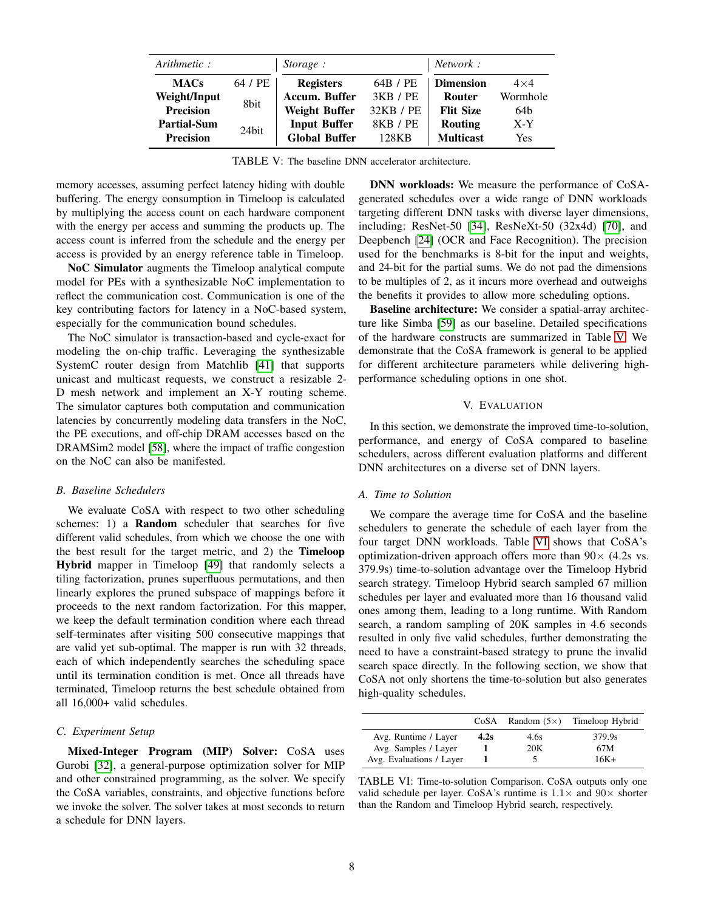| *Arithmetic :* | | *Storage :* | | *Network :* | |
|---|---|---|---|---|---|
| **MACs** | 64 / PE | **Registers** | 64B / PE | **Dimension** | 4×4 |
| **Weight/Input Precision** | 8bit | **Accum. Buffer** | 3KB / PE | **Router** | Wormhole |
| | | **Weight Buffer** | 32KB / PE | **Flit Size** | 64b |
| **Partial-Sum Precision** | 24bit | **Input Buffer** | 8KB / PE | **Routing** | X-Y |
| | | **Global Buffer** | 128KB | **Multicast** | Yes |

TABLE V: The baseline DNN accelerator architecture.

memory accesses, assuming perfect latency hiding with double buffering. The energy consumption in Timeloop is calculated by multiplying the access count on each hardware component with the energy per access and summing the products up. The access count is inferred from the schedule and the energy per access is provided by an energy reference table in Timeloop.

**NoC Simulator** augments the Timeloop analytical compute model for PEs with a synthesizable NoC implementation to reflect the communication cost. Communication is one of the key contributing factors for latency in a NoC-based system, especially for the communication bound schedules.

The NoC simulator is transaction-based and cycle-exact for modeling the on-chip traffic. Leveraging the synthesizable SystemC router design from Matchlib [41] that supports unicast and multicast requests, we construct a resizable 2-D mesh network and implement an X-Y routing scheme. The simulator captures both computation and communication latencies by concurrently modeling data transfers in the NoC, the PE executions, and off-chip DRAM accesses based on the DRAMSim2 model [58], where the impact of traffic congestion on the NoC can also be manifested.

### B. Baseline Schedulers

We evaluate CoSA with respect to two other scheduling schemes: 1) a **Random** scheduler that searches for five different valid schedules, from which we choose the one with the best result for the target metric, and 2) the **Timeloop Hybrid** mapper in Timeloop [49] that randomly selects a tiling factorization, prunes superfluous permutations, and then linearly explores the pruned subspace of mappings before it proceeds to the next random factorization. For this mapper, we keep the default termination condition where each thread self-terminates after visiting 500 consecutive mappings that are valid yet sub-optimal. The mapper is run with 32 threads, each of which independently searches the scheduling space until its termination condition is met. Once all threads have terminated, Timeloop returns the best schedule obtained from all 16,000+ valid schedules.

### C. Experiment Setup

**Mixed-Integer Program (MIP) Solver:** CoSA uses Gurobi [32], a general-purpose optimization solver for MIP and other constrained programming, as the solver. We specify the CoSA variables, constraints, and objective functions before we invoke the solver. The solver takes at most seconds to return a schedule for DNN layers.

**DNN workloads:** We measure the performance of CoSA-generated schedules over a wide range of DNN workloads targeting different DNN tasks with diverse layer dimensions, including: ResNet-50 [34], ResNeXt-50 (32x4d) [70], and Deepbench [24] (OCR and Face Recognition). The precision used for the benchmarks is 8-bit for the input and weights, and 24-bit for the partial sums. We do not pad the dimensions to be multiples of 2, as it incurs more overhead and outweighs the benefits it provides to allow more scheduling options.

**Baseline architecture:** We consider a spatial-array architecture like Simba [59] as our baseline. Detailed specifications of the hardware constructs are summarized in Table V. We demonstrate that the CoSA framework is general to be applied for different architecture parameters while delivering high-performance scheduling options in one shot.

## V. Evaluation

In this section, we demonstrate the improved time-to-solution, performance, and energy of CoSA compared to baseline schedulers, across different evaluation platforms and different DNN architectures on a diverse set of DNN layers.

### A. Time to Solution

We compare the average time for CoSA and the baseline schedulers to generate the schedule of each layer from the four target DNN workloads. Table VI shows that CoSA's optimization-driven approach offers more than 90× (4.2s vs. 379.9s) time-to-solution advantage over the Timeloop Hybrid search strategy. Timeloop Hybrid search sampled 67 million schedules per layer and evaluated more than 16 thousand valid ones among them, leading to a long runtime. With Random search, a random sampling of 20K samples in 4.6 seconds resulted in only five valid schedules, further demonstrating the need to have a constraint-based strategy to prune the invalid search space directly. In the following section, we show that CoSA not only shortens the time-to-solution but also generates high-quality schedules.

| | CoSA | Random (5×) | Timeloop Hybrid |
|---|---|---|---|
| Avg. Runtime / Layer | **4.2s** | 4.6s | 379.9s |
| Avg. Samples / Layer | **1** | 20K | 67M |
| Avg. Evaluations / Layer | **1** | 5 | 16K+ |

TABLE VI: Time-to-solution Comparison. CoSA outputs only one valid schedule per layer. CoSA's runtime is 1.1× and 90× shorter than the Random and Timeloop Hybrid search, respectively.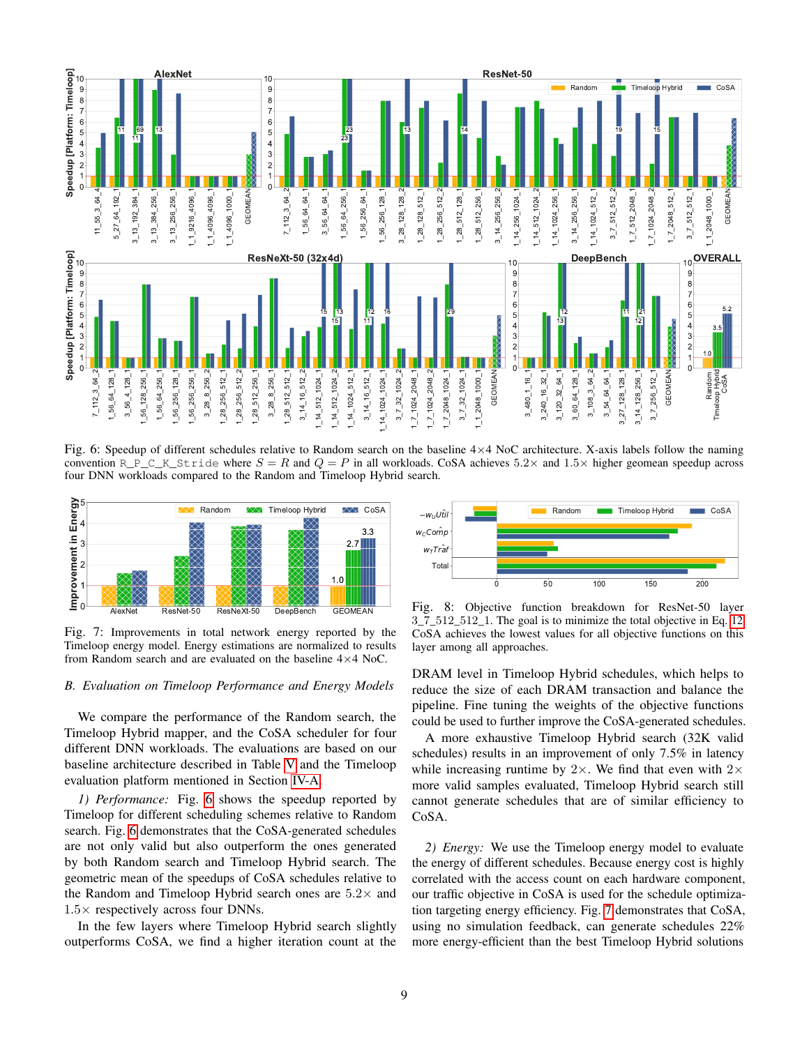Fig. 6: Speedup of different schedules relative to Random search on the baseline 4×4 NoC architecture. X-axis labels follow the naming convention `R_P_C_K_Stride` where $S = R$ and $Q = P$ in all workloads. CoSA achieves 5.2× and 1.5× higher geomean speedup across four DNN workloads compared to the Random and Timeloop Hybrid search.

Fig. 7: Improvements in total network energy reported by the Timeloop energy model. Energy estimations are normalized to results from Random search and are evaluated on the baseline 4×4 NoC.

Fig. 8: Objective function breakdown for ResNet-50 layer 3_7_512_512_1. The goal is to minimize the total objective in Eq. 12. CoSA achieves the lowest values for all objective functions on this layer among all approaches.

### B. Evaluation on Timeloop Performance and Energy Models

We compare the performance of the Random search, the Timeloop Hybrid mapper, and the CoSA scheduler for four different DNN workloads. The evaluations are based on our baseline architecture described in Table V and the Timeloop evaluation platform mentioned in Section IV-A.

*1) Performance:* Fig. 6 shows the speedup reported by Timeloop for different scheduling schemes relative to Random search. Fig. 6 demonstrates that the CoSA-generated schedules are not only valid but also outperform the ones generated by both Random search and Timeloop Hybrid search. The geometric mean of the speedups of CoSA schedules relative to the Random and Timeloop Hybrid search ones are 5.2× and 1.5× respectively across four DNNs.

In the few layers where Timeloop Hybrid search slightly outperforms CoSA, we find a higher iteration count at the DRAM level in Timeloop Hybrid schedules, which helps to reduce the size of each DRAM transaction and balance the pipeline. Fine tuning the weights of the objective functions could be used to further improve the CoSA-generated schedules.

A more exhaustive Timeloop Hybrid search (32K valid schedules) results in an improvement of only 7.5% in latency while increasing runtime by 2×. We find that even with 2× more valid samples evaluated, Timeloop Hybrid search still cannot generate schedules that are of similar efficiency to CoSA.

*2) Energy:* We use the Timeloop energy model to evaluate the energy of different schedules. Because energy cost is highly correlated with the access count on each hardware component, our traffic objective in CoSA is used for the schedule optimization targeting energy efficiency. Fig. 7 demonstrates that CoSA, using no simulation feedback, can generate schedules 22% more energy-efficient than the best Timeloop Hybrid solutions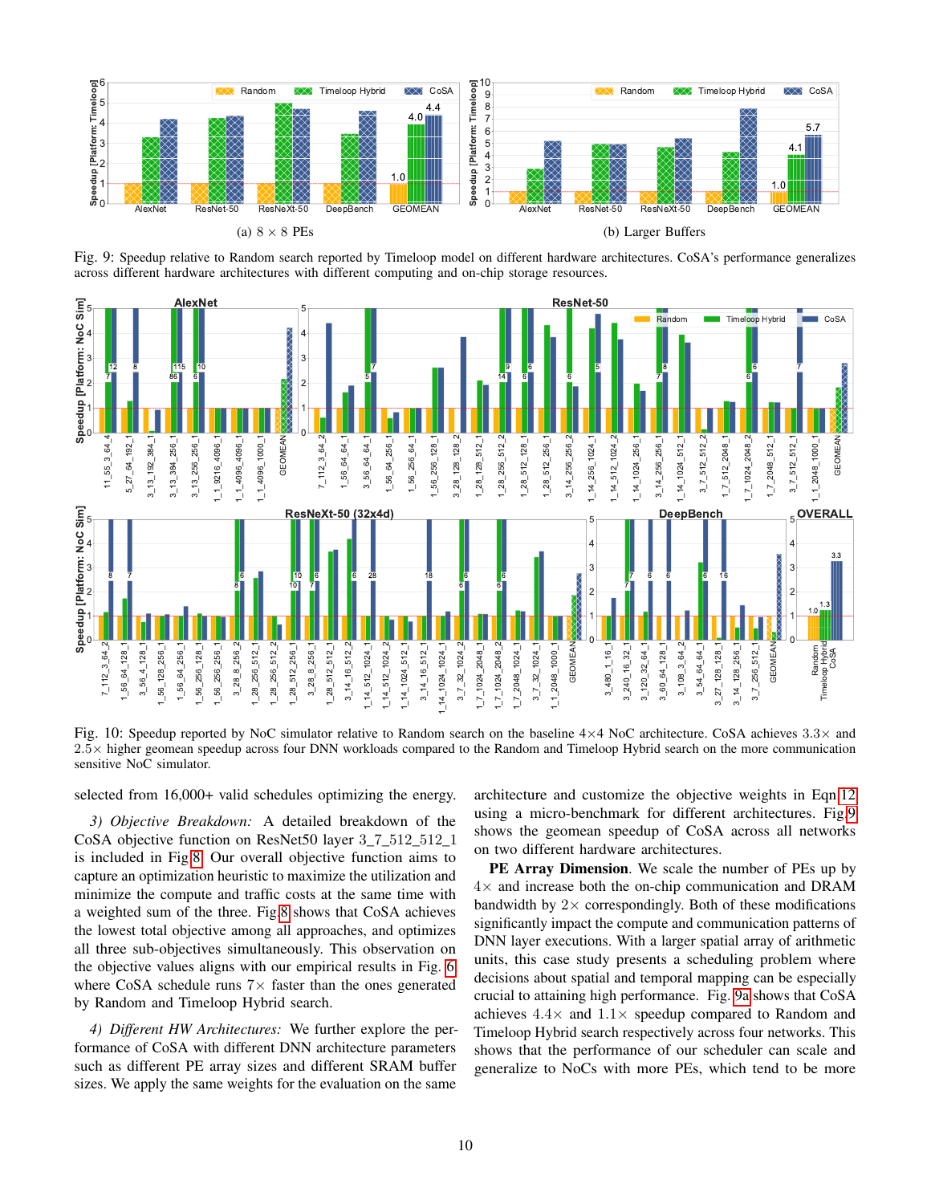(a) 8 × 8 PEs

(b) Larger Buffers

Fig. 9: Speedup relative to Random search reported by Timeloop model on different hardware architectures. CoSA's performance generalizes across different hardware architectures with different computing and on-chip storage resources.

Fig. 10: Speedup reported by NoC simulator relative to Random search on the baseline 4×4 NoC architecture. CoSA achieves 3.3× and 2.5× higher geomean speedup across four DNN workloads compared to the Random and Timeloop Hybrid search on the more communication sensitive NoC simulator.

selected from 16,000+ valid schedules optimizing the energy.

*3) Objective Breakdown:* A detailed breakdown of the CoSA objective function on ResNet50 layer 3_7_512_512_1 is included in Fig 8. Our overall objective function aims to capture an optimization heuristic to maximize the utilization and minimize the compute and traffic costs at the same time with a weighted sum of the three. Fig 8 shows that CoSA achieves the lowest total objective among all approaches, and optimizes all three sub-objectives simultaneously. This observation on the objective values aligns with our empirical results in Fig. 6 where CoSA schedule runs 7× faster than the ones generated by Random and Timeloop Hybrid search.

*4) Different HW Architectures:* We further explore the performance of CoSA with different DNN architecture parameters such as different PE array sizes and different SRAM buffer sizes. We apply the same weights for the evaluation on the same architecture and customize the objective weights in Eqn 12 using a micro-benchmark for different architectures. Fig 9 shows the geomean speedup of CoSA across all networks on two different hardware architectures.

**PE Array Dimension**. We scale the number of PEs up by 4× and increase both the on-chip communication and DRAM bandwidth by 2× correspondingly. Both of these modifications significantly impact the compute and communication patterns of DNN layer executions. With a larger spatial array of arithmetic units, this case study presents a scheduling problem where decisions about spatial and temporal mapping can be especially crucial to attaining high performance. Fig. 9a shows that CoSA achieves 4.4× and 1.1× speedup compared to Random and Timeloop Hybrid search respectively across four networks. This shows that the performance of our scheduler can scale and generalize to NoCs with more PEs, which tend to be more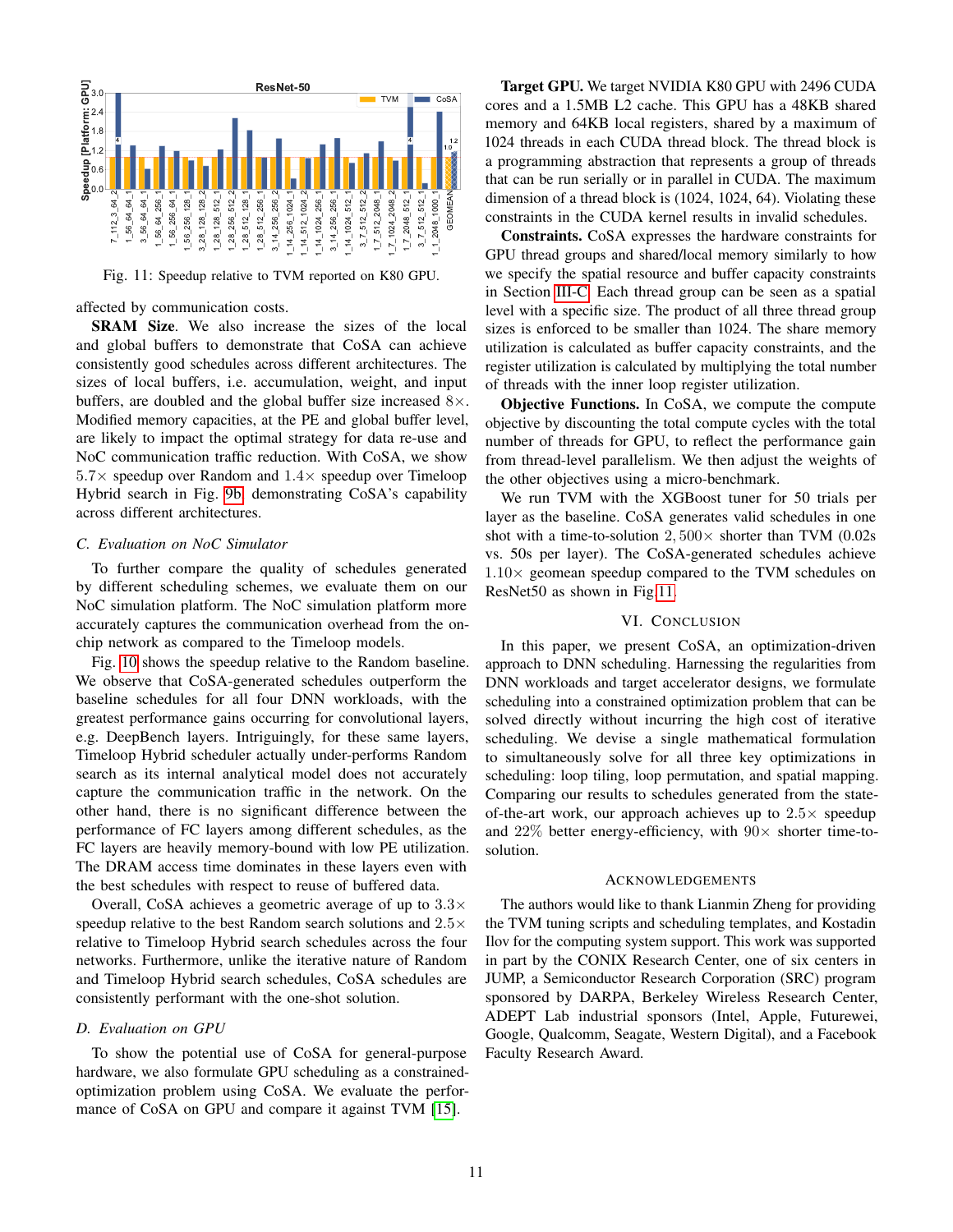Fig. 11: Speedup relative to TVM reported on K80 GPU.

affected by communication costs.

**SRAM Size**. We also increase the sizes of the local and global buffers to demonstrate that CoSA can achieve consistently good schedules across different architectures. The sizes of local buffers, i.e. accumulation, weight, and input buffers, are doubled and the global buffer size increased $8\times$. Modified memory capacities, at the PE and global buffer level, are likely to impact the optimal strategy for data re-use and NoC communication traffic reduction. With CoSA, we show $5.7\times$ speedup over Random and $1.4\times$ speedup over Timeloop Hybrid search in Fig. 9b, demonstrating CoSA's capability across different architectures.

### *C. Evaluation on NoC Simulator*

To further compare the quality of schedules generated by different scheduling schemes, we evaluate them on our NoC simulation platform. The NoC simulation platform more accurately captures the communication overhead from the on-chip network as compared to the Timeloop models.

Fig. 10 shows the speedup relative to the Random baseline. We observe that CoSA-generated schedules outperform the baseline schedules for all four DNN workloads, with the greatest performance gains occurring for convolutional layers, e.g. DeepBench layers. Intriguingly, for these same layers, Timeloop Hybrid scheduler actually under-performs Random search as its internal analytical model does not accurately capture the communication traffic in the network. On the other hand, there is no significant difference between the performance of FC layers among different schedules, as the FC layers are heavily memory-bound with low PE utilization. The DRAM access time dominates in these layers even with the best schedules with respect to reuse of buffered data.

Overall, CoSA achieves a geometric average of up to $3.3\times$ speedup relative to the best Random search solutions and $2.5\times$ relative to Timeloop Hybrid search schedules across the four networks. Furthermore, unlike the iterative nature of Random and Timeloop Hybrid search schedules, CoSA schedules are consistently performant with the one-shot solution.

### *D. Evaluation on GPU*

To show the potential use of CoSA for general-purpose hardware, we also formulate GPU scheduling as a constrained-optimization problem using CoSA. We evaluate the performance of CoSA on GPU and compare it against TVM [15].

**Target GPU.** We target NVIDIA K80 GPU with 2496 CUDA cores and a 1.5MB L2 cache. This GPU has a 48KB shared memory and 64KB local registers, shared by a maximum of 1024 threads in each CUDA thread block. The thread block is a programming abstraction that represents a group of threads that can be run serially or in parallel in CUDA. The maximum dimension of a thread block is (1024, 1024, 64). Violating these constraints in the CUDA kernel results in invalid schedules.

**Constraints.** CoSA expresses the hardware constraints for GPU thread groups and shared/local memory similarly to how we specify the spatial resource and buffer capacity constraints in Section III-C. Each thread group can be seen as a spatial level with a specific size. The product of all three thread group sizes is enforced to be smaller than 1024. The share memory utilization is calculated as buffer capacity constraints, and the register utilization is calculated by multiplying the total number of threads with the inner loop register utilization.

**Objective Functions.** In CoSA, we compute the compute objective by discounting the total compute cycles with the total number of threads for GPU, to reflect the performance gain from thread-level parallelism. We then adjust the weights of the other objectives using a micro-benchmark.

We run TVM with the XGBoost tuner for 50 trials per layer as the baseline. CoSA generates valid schedules in one shot with a time-to-solution $2,500\times$ shorter than TVM (0.02s vs. 50s per layer). The CoSA-generated schedules achieve $1.10\times$ geomean speedup compared to the TVM schedules on ResNet50 as shown in Fig 11.

## VI. Conclusion

In this paper, we present CoSA, an optimization-driven approach to DNN scheduling. Harnessing the regularities from DNN workloads and target accelerator designs, we formulate scheduling into a constrained optimization problem that can be solved directly without incurring the high cost of iterative scheduling. We devise a single mathematical formulation to simultaneously solve for all three key optimizations in scheduling: loop tiling, loop permutation, and spatial mapping. Comparing our results to schedules generated from the state-of-the-art work, our approach achieves up to $2.5\times$ speedup and 22% better energy-efficiency, with $90\times$ shorter time-to-solution.

## Acknowledgements

The authors would like to thank Lianmin Zheng for providing the TVM tuning scripts and scheduling templates, and Kostadin Ilov for the computing system support. This work was supported in part by the CONIX Research Center, one of six centers in JUMP, a Semiconductor Research Corporation (SRC) program sponsored by DARPA, Berkeley Wireless Research Center, ADEPT Lab industrial sponsors (Intel, Apple, Futurewei, Google, Qualcomm, Seagate, Western Digital), and a Facebook Faculty Research Award.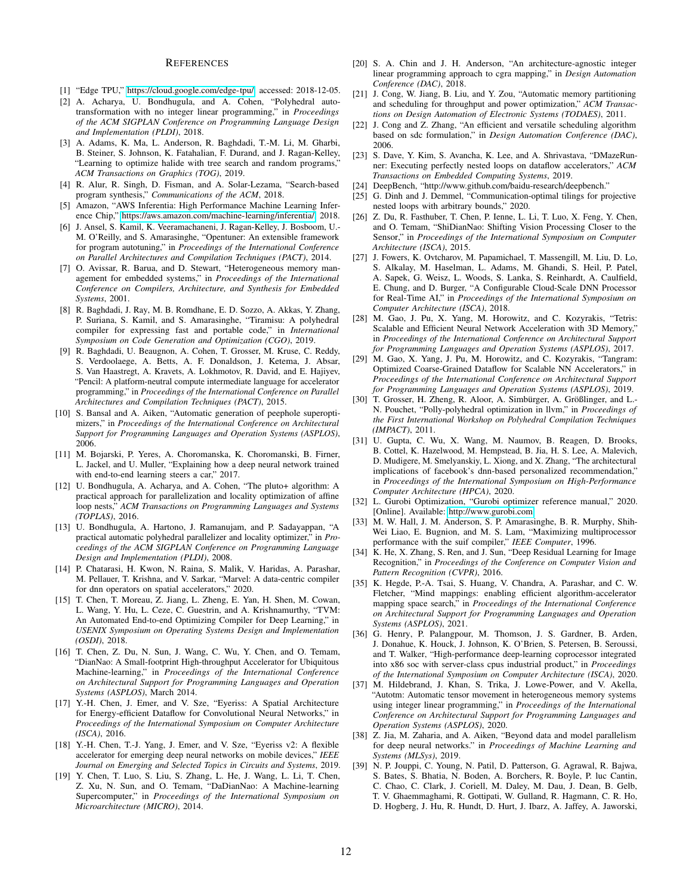# REFERENCES

[1] "Edge TPU," https://cloud.google.com/edge-tpu/, accessed: 2018-12-05.

[2] A. Acharya, U. Bondhugula, and A. Cohen, "Polyhedral auto-transformation with no integer linear programming," in *Proceedings of the ACM SIGPLAN Conference on Programming Language Design and Implementation (PLDI)*, 2018.

[3] A. Adams, K. Ma, L. Anderson, R. Baghdadi, T.-M. Li, M. Gharbi, B. Steiner, S. Johnson, K. Fatahalian, F. Durand, and J. Ragan-Kelley, "Learning to optimize halide with tree search and random programs," *ACM Transactions on Graphics (TOG)*, 2019.

[4] R. Alur, R. Singh, D. Fisman, and A. Solar-Lezama, "Search-based program synthesis," *Communications of the ACM*, 2018.

[5] Amazon, "AWS Inferentia: High Performance Machine Learning Inference Chip," https://aws.amazon.com/machine-learning/inferentia/, 2018.

[6] J. Ansel, S. Kamil, K. Veeramachaneni, J. Ragan-Kelley, J. Bosboom, U.-M. O'Reilly, and S. Amarasinghe, "Opentuner: An extensible framework for program autotuning," in *Proceedings of the International Conference on Parallel Architectures and Compilation Techniques (PACT)*, 2014.

[7] O. Avissar, R. Barua, and D. Stewart, "Heterogeneous memory management for embedded systems," in *Proceedings of the International Conference on Compilers, Architecture, and Synthesis for Embedded Systems*, 2001.

[8] R. Baghdadi, J. Ray, M. B. Romdhane, E. D. Sozzo, A. Akkas, Y. Zhang, P. Suriana, S. Kamil, and S. Amarasinghe, "Tiramisu: A polyhedral compiler for expressing fast and portable code," in *International Symposium on Code Generation and Optimization (CGO)*, 2019.

[9] R. Baghdadi, U. Beaugnon, A. Cohen, T. Grosser, M. Kruse, C. Reddy, S. Verdoolaege, A. Betts, A. F. Donaldson, J. Ketema, J. Absar, S. Van Haastregt, A. Kravets, A. Lokhmotov, R. David, and E. Hajiyev, "Pencil: A platform-neutral compute intermediate language for accelerator programming," in *Proceedings of the International Conference on Parallel Architectures and Compilation Techniques (PACT)*, 2015.

[10] S. Bansal and A. Aiken, "Automatic generation of peephole superoptimizers," in *Proceedings of the International Conference on Architectural Support for Programming Languages and Operation Systems (ASPLOS)*, 2006.

[11] M. Bojarski, P. Yeres, A. Choromanska, K. Choromanski, B. Firner, L. Jackel, and U. Muller, "Explaining how a deep neural network trained with end-to-end learning steers a car," 2017.

[12] U. Bondhugula, A. Acharya, and A. Cohen, "The pluto+ algorithm: A practical approach for parallelization and locality optimization of affine loop nests," *ACM Transactions on Programming Languages and Systems (TOPLAS)*, 2016.

[13] U. Bondhugula, A. Hartono, J. Ramanujam, and P. Sadayappan, "A practical automatic polyhedral parallelizer and locality optimizer," in *Proceedings of the ACM SIGPLAN Conference on Programming Language Design and Implementation (PLDI)*, 2008.

[14] P. Chatarasi, H. Kwon, N. Raina, S. Malik, V. Haridas, A. Parashar, M. Pellauer, T. Krishna, and V. Sarkar, "Marvel: A data-centric compiler for dnn operators on spatial accelerators," 2020.

[15] T. Chen, T. Moreau, Z. Jiang, L. Zheng, E. Yan, H. Shen, M. Cowan, L. Wang, Y. Hu, L. Ceze, C. Guestrin, and A. Krishnamurthy, "TVM: An Automated End-to-end Optimizing Compiler for Deep Learning," in *USENIX Symposium on Operating Systems Design and Implementation (OSDI)*, 2018.

[16] T. Chen, Z. Du, N. Sun, J. Wang, C. Wu, Y. Chen, and O. Temam, "DianNao: A Small-footprint High-throughput Accelerator for Ubiquitous Machine-learning," in *Proceedings of the International Conference on Architectural Support for Programming Languages and Operation Systems (ASPLOS)*, March 2014.

[17] Y.-H. Chen, J. Emer, and V. Sze, "Eyeriss: A Spatial Architecture for Energy-efficient Dataflow for Convolutional Neural Networks," in *Proceedings of the International Symposium on Computer Architecture (ISCA)*, 2016.

[18] Y.-H. Chen, T.-J. Yang, J. Emer, and V. Sze, "Eyeriss v2: A flexible accelerator for emerging deep neural networks on mobile devices," *IEEE Journal on Emerging and Selected Topics in Circuits and Systems*, 2019.

[19] Y. Chen, T. Luo, S. Liu, S. Zhang, L. He, J. Wang, L. Li, T. Chen, Z. Xu, N. Sun, and O. Temam, "DaDianNao: A Machine-learning Supercomputer," in *Proceedings of the International Symposium on Microarchitecture (MICRO)*, 2014.

[20] S. A. Chin and J. H. Anderson, "An architecture-agnostic integer linear programming approach to cgra mapping," in *Design Automation Conference (DAC)*, 2018.

[21] J. Cong, W. Jiang, B. Liu, and Y. Zou, "Automatic memory partitioning and scheduling for throughput and power optimization," *ACM Transactions on Design Automation of Electronic Systems (TODAES)*, 2011.

[22] J. Cong and Z. Zhang, "An efficient and versatile scheduling algorithm based on sdc formulation," in *Design Automation Conference (DAC)*, 2006.

[23] S. Dave, Y. Kim, S. Avancha, K. Lee, and A. Shrivastava, "DMazeRunner: Executing perfectly nested loops on dataflow accelerators," *ACM Transactions on Embedded Computing Systems*, 2019.

[24] DeepBench, "http://www.github.com/baidu-research/deepbench."

[25] G. Dinh and J. Demmel, "Communication-optimal tilings for projective nested loops with arbitrary bounds," 2020.

[26] Z. Du, R. Fasthuber, T. Chen, P. Ienne, L. Li, T. Luo, X. Feng, Y. Chen, and O. Temam, "ShiDianNao: Shifting Vision Processing Closer to the Sensor," in *Proceedings of the International Symposium on Computer Architecture (ISCA)*, 2015.

[27] J. Fowers, K. Ovtcharov, M. Papamichael, T. Massengill, M. Liu, D. Lo, S. Alkalay, M. Haselman, L. Adams, M. Ghandi, S. Heil, P. Patel, A. Sapek, G. Weisz, L. Woods, S. Lanka, S. Reinhardt, A. Caulfield, E. Chung, and D. Burger, "A Configurable Cloud-Scale DNN Processor for Real-Time AI," in *Proceedings of the International Symposium on Computer Architecture (ISCA)*, 2018.

[28] M. Gao, J. Pu, X. Yang, M. Horowitz, and C. Kozyrakis, "Tetris: Scalable and Efficient Neural Network Acceleration with 3D Memory," in *Proceedings of the International Conference on Architectural Support for Programming Languages and Operation Systems (ASPLOS)*, 2017.

[29] M. Gao, X. Yang, J. Pu, M. Horowitz, and C. Kozyrakis, "Tangram: Optimized Coarse-Grained Dataflow for Scalable NN Accelerators," in *Proceedings of the International Conference on Architectural Support for Programming Languages and Operation Systems (ASPLOS)*, 2019.

[30] T. Grosser, H. Zheng, R. Aloor, A. Simbürger, A. Größlinger, and L.-N. Pouchet, "Polly-polyhedral optimization in llvm," in *Proceedings of the First International Workshop on Polyhedral Compilation Techniques (IMPACT)*, 2011.

[31] U. Gupta, C. Wu, X. Wang, M. Naumov, B. Reagen, D. Brooks, B. Cottel, K. Hazelwood, M. Hempstead, B. Jia, H. S. Lee, A. Malevich, D. Mudigere, M. Smelyanskiy, L. Xiong, and X. Zhang, "The architectural implications of facebook's dnn-based personalized recommendation," in *Proceedings of the International Symposium on High-Performance Computer Architecture (HPCA)*, 2020.

[32] L. Gurobi Optimization, "Gurobi optimizer reference manual," 2020. [Online]. Available: http://www.gurobi.com

[33] M. W. Hall, J. M. Anderson, S. P. Amarasinghe, B. R. Murphy, Shih-Wei Liao, E. Bugnion, and M. S. Lam, "Maximizing multiprocessor performance with the suif compiler," *IEEE Computer*, 1996.

[34] K. He, X. Zhang, S. Ren, and J. Sun, "Deep Residual Learning for Image Recognition," in *Proceedings of the Conference on Computer Vision and Pattern Recognition (CVPR)*, 2016.

[35] K. Hegde, P.-A. Tsai, S. Huang, V. Chandra, A. Parashar, and C. W. Fletcher, "Mind mappings: enabling efficient algorithm-accelerator mapping space search," in *Proceedings of the International Conference on Architectural Support for Programming Languages and Operation Systems (ASPLOS)*, 2021.

[36] G. Henry, P. Palangpour, M. Thomson, J. S. Gardner, B. Arden, J. Donahue, K. Houck, J. Johnson, K. O'Brien, S. Petersen, B. Seroussi, and T. Walker, "High-performance deep-learning coprocessor integrated into x86 soc with server-class cpus industrial product," in *Proceedings of the International Symposium on Computer Architecture (ISCA)*, 2020.

[37] M. Hildebrand, J. Khan, S. Trika, J. Lowe-Power, and V. Akella, "Autotm: Automatic tensor movement in heterogeneous memory systems using integer linear programming," in *Proceedings of the International Conference on Architectural Support for Programming Languages and Operation Systems (ASPLOS)*, 2020.

[38] Z. Jia, M. Zaharia, and A. Aiken, "Beyond data and model parallelism for deep neural networks." in *Proceedings of Machine Learning and Systems (MLSys)*, 2019.

[39] N. P. Jouppi, C. Young, N. Patil, D. Patterson, G. Agrawal, R. Bajwa, S. Bates, S. Bhatia, N. Boden, A. Borchers, R. Boyle, P. luc Cantin, C. Chao, C. Clark, J. Coriell, M. Daley, M. Dau, J. Dean, B. Gelb, T. V. Ghaemmaghami, R. Gottipati, W. Gulland, R. Hagmann, C. R. Ho, D. Hogberg, J. Hu, R. Hundt, D. Hurt, J. Ibarz, A. Jaffey, A. Jaworski,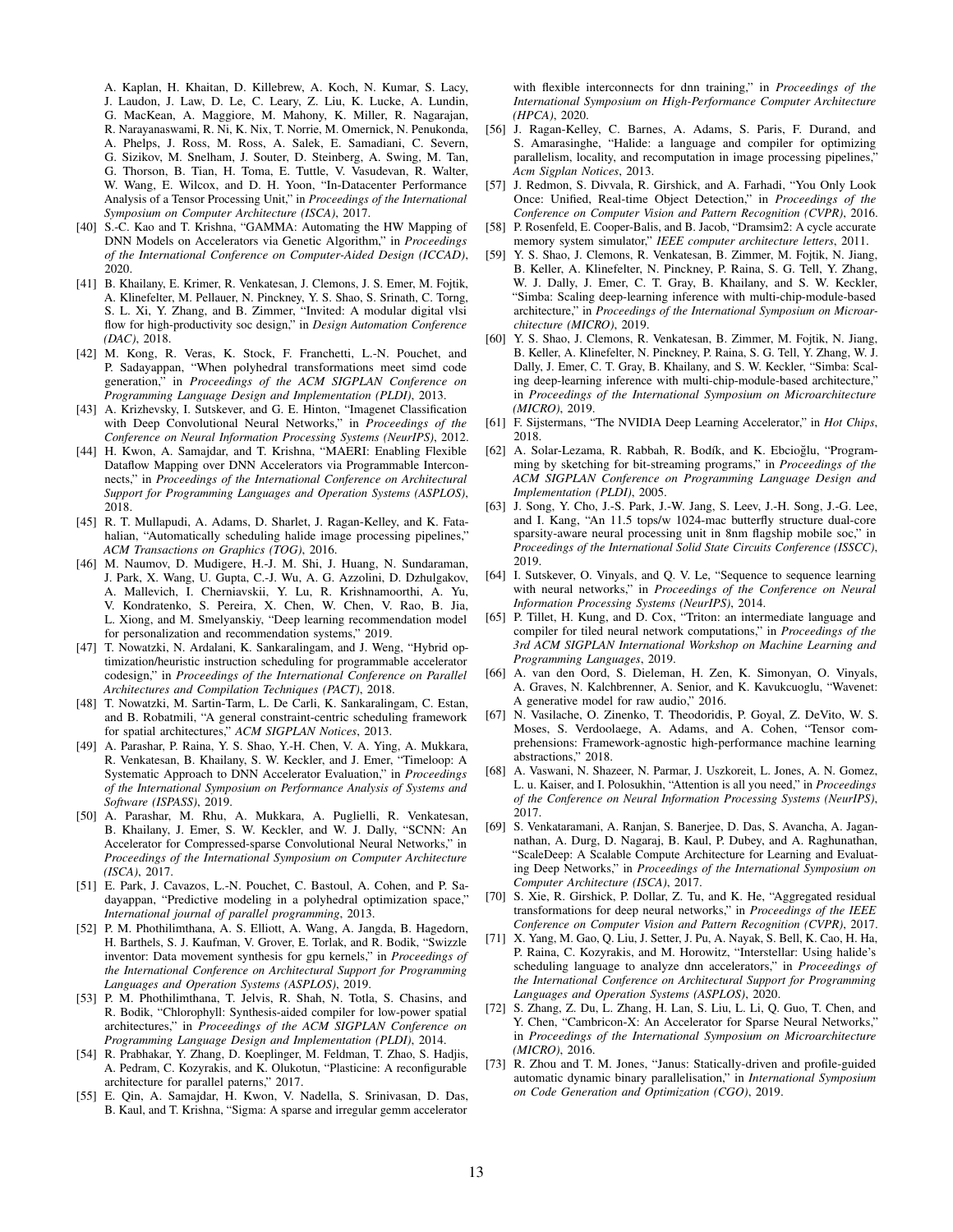A. Kaplan, H. Khaitan, D. Killebrew, A. Koch, N. Kumar, S. Lacy, J. Laudon, J. Law, D. Le, C. Leary, Z. Liu, K. Lucke, A. Lundin, G. MacKean, A. Maggiore, M. Mahony, K. Miller, R. Nagarajan, R. Narayanaswami, R. Ni, K. Nix, T. Norrie, M. Omernick, N. Penukonda, A. Phelps, J. Ross, M. Ross, A. Salek, E. Samadiani, C. Severn, G. Sizikov, M. Snelham, J. Souter, D. Steinberg, A. Swing, M. Tan, G. Thorson, B. Tian, H. Toma, E. Tuttle, V. Vasudevan, R. Walter, W. Wang, E. Wilcox, and D. H. Yoon, "In-Datacenter Performance Analysis of a Tensor Processing Unit," in *Proceedings of the International Symposium on Computer Architecture (ISCA)*, 2017.

[40] S.-C. Kao and T. Krishna, "GAMMA: Automating the HW Mapping of DNN Models on Accelerators via Genetic Algorithm," in *Proceedings of the International Conference on Computer-Aided Design (ICCAD)*, 2020.

[41] B. Khailany, E. Krimer, R. Venkatesan, J. Clemons, J. S. Emer, M. Fojtik, A. Klinefelter, M. Pellauer, N. Pinckney, Y. S. Shao, S. Srinath, C. Torng, S. L. Xi, Y. Zhang, and B. Zimmer, "Invited: A modular digital vlsi flow for high-productivity soc design," in *Design Automation Conference (DAC)*, 2018.

[42] M. Kong, R. Veras, K. Stock, F. Franchetti, L.-N. Pouchet, and P. Sadayappan, "When polyhedral transformations meet simd code generation," in *Proceedings of the ACM SIGPLAN Conference on Programming Language Design and Implementation (PLDI)*, 2013.

[43] A. Krizhevsky, I. Sutskever, and G. E. Hinton, "Imagenet Classification with Deep Convolutional Neural Networks," in *Proceedings of the Conference on Neural Information Processing Systems (NeurIPS)*, 2012.

[44] H. Kwon, A. Samajdar, and T. Krishna, "MAERI: Enabling Flexible Dataflow Mapping over DNN Accelerators via Programmable Interconnects," in *Proceedings of the International Conference on Architectural Support for Programming Languages and Operation Systems (ASPLOS)*, 2018.

[45] R. T. Mullapudi, A. Adams, D. Sharlet, J. Ragan-Kelley, and K. Fatahalian, "Automatically scheduling halide image processing pipelines," *ACM Transactions on Graphics (TOG)*, 2016.

[46] M. Naumov, D. Mudigere, H.-J. M. Shi, J. Huang, N. Sundaraman, J. Park, X. Wang, U. Gupta, C.-J. Wu, A. G. Azzolini, D. Dzhulgakov, A. Mallevich, I. Cherniavskii, Y. Lu, R. Krishnamoorthi, A. Yu, V. Kondratenko, S. Pereira, X. Chen, W. Chen, V. Rao, B. Jia, L. Xiong, and M. Smelyanskiy, "Deep learning recommendation model for personalization and recommendation systems," 2019.

[47] T. Nowatzki, N. Ardalani, K. Sankaralingam, and J. Weng, "Hybrid optimization/heuristic instruction scheduling for programmable accelerator codesign," in *Proceedings of the International Conference on Parallel Architectures and Compilation Techniques (PACT)*, 2018.

[48] T. Nowatzki, M. Sartin-Tarm, L. De Carli, K. Sankaralingam, C. Estan, and B. Robatmili, "A general constraint-centric scheduling framework for spatial architectures," *ACM SIGPLAN Notices*, 2013.

[49] A. Parashar, P. Raina, Y. S. Shao, Y.-H. Chen, V. A. Ying, A. Mukkara, R. Venkatesan, B. Khailany, S. W. Keckler, and J. Emer, "Timeloop: A Systematic Approach to DNN Accelerator Evaluation," in *Proceedings of the International Symposium on Performance Analysis of Systems and Software (ISPASS)*, 2019.

[50] A. Parashar, M. Rhu, A. Mukkara, A. Puglielli, R. Venkatesan, B. Khailany, J. Emer, S. W. Keckler, and W. J. Dally, "SCNN: An Accelerator for Compressed-sparse Convolutional Neural Networks," in *Proceedings of the International Symposium on Computer Architecture (ISCA)*, 2017.

[51] E. Park, J. Cavazos, L.-N. Pouchet, C. Bastoul, A. Cohen, and P. Sadayappan, "Predictive modeling in a polyhedral optimization space," *International journal of parallel programming*, 2013.

[52] P. M. Phothilimthana, A. S. Elliott, A. Wang, A. Jangda, B. Hagedorn, H. Barthels, S. J. Kaufman, V. Grover, E. Torlak, and R. Bodik, "Swizzle inventor: Data movement synthesis for gpu kernels," in *Proceedings of the International Conference on Architectural Support for Programming Languages and Operation Systems (ASPLOS)*, 2019.

[53] P. M. Phothilimthana, T. Jelvis, R. Shah, N. Totla, S. Chasins, and R. Bodik, "Chlorophyll: Synthesis-aided compiler for low-power spatial architectures," in *Proceedings of the ACM SIGPLAN Conference on Programming Language Design and Implementation (PLDI)*, 2014.

[54] R. Prabhakar, Y. Zhang, D. Koeplinger, M. Feldman, T. Zhao, S. Hadjis, A. Pedram, C. Kozyrakis, and K. Olukotun, "Plasticine: A reconfigurable architecture for parallel paterns," 2017.

[55] E. Qin, A. Samajdar, H. Kwon, V. Nadella, S. Srinivasan, D. Das, B. Kaul, and T. Krishna, "Sigma: A sparse and irregular gemm accelerator with flexible interconnects for dnn training," in *Proceedings of the International Symposium on High-Performance Computer Architecture (HPCA)*, 2020.

[56] J. Ragan-Kelley, C. Barnes, A. Adams, S. Paris, F. Durand, and S. Amarasinghe, "Halide: a language and compiler for optimizing parallelism, locality, and recomputation in image processing pipelines," *Acm Sigplan Notices*, 2013.

[57] J. Redmon, S. Divvala, R. Girshick, and A. Farhadi, "You Only Look Once: Unified, Real-time Object Detection," in *Proceedings of the Conference on Computer Vision and Pattern Recognition (CVPR)*, 2016.

[58] P. Rosenfeld, E. Cooper-Balis, and B. Jacob, "Dramsim2: A cycle accurate memory system simulator," *IEEE computer architecture letters*, 2011.

[59] Y. S. Shao, J. Clemons, R. Venkatesan, B. Zimmer, M. Fojtik, N. Jiang, B. Keller, A. Klinefelter, N. Pinckney, P. Raina, S. G. Tell, Y. Zhang, W. J. Dally, J. Emer, C. T. Gray, B. Khailany, and S. W. Keckler, "Simba: Scaling deep-learning inference with multi-chip-module-based architecture," in *Proceedings of the International Symposium on Microarchitecture (MICRO)*, 2019.

[60] Y. S. Shao, J. Clemons, R. Venkatesan, B. Zimmer, M. Fojtik, N. Jiang, B. Keller, A. Klinefelter, N. Pinckney, P. Raina, S. G. Tell, Y. Zhang, W. J. Dally, J. Emer, C. T. Gray, B. Khailany, and S. W. Keckler, "Simba: Scaling deep-learning inference with multi-chip-module-based architecture," in *Proceedings of the International Symposium on Microarchitecture (MICRO)*, 2019.

[61] F. Sijstermans, "The NVIDIA Deep Learning Accelerator," in *Hot Chips*, 2018.

[62] A. Solar-Lezama, R. Rabbah, R. Bodík, and K. Ebcioğlu, "Programming by sketching for bit-streaming programs," in *Proceedings of the ACM SIGPLAN Conference on Programming Language Design and Implementation (PLDI)*, 2005.

[63] J. Song, Y. Cho, J.-S. Park, J.-W. Jang, S. Leev, J.-H. Song, J.-G. Lee, and I. Kang, "An 11.5 tops/w 1024-mac butterfly structure dual-core sparsity-aware neural processing unit in 8nm flagship mobile soc," in *Proceedings of the International Solid State Circuits Conference (ISSCC)*, 2019.

[64] I. Sutskever, O. Vinyals, and Q. V. Le, "Sequence to sequence learning with neural networks," in *Proceedings of the Conference on Neural Information Processing Systems (NeurIPS)*, 2014.

[65] P. Tillet, H. Kung, and D. Cox, "Triton: an intermediate language and compiler for tiled neural network computations," in *Proceedings of the 3rd ACM SIGPLAN International Workshop on Machine Learning and Programming Languages*, 2019.

[66] A. van den Oord, S. Dieleman, H. Zen, K. Simonyan, O. Vinyals, A. Graves, N. Kalchbrenner, A. Senior, and K. Kavukcuoglu, "Wavenet: A generative model for raw audio," 2016.

[67] N. Vasilache, O. Zinenko, T. Theodoridis, P. Goyal, Z. DeVito, W. S. Moses, S. Verdoolaege, A. Adams, and A. Cohen, "Tensor comprehensions: Framework-agnostic high-performance machine learning abstractions," 2018.

[68] A. Vaswani, N. Shazeer, N. Parmar, J. Uszkoreit, L. Jones, A. N. Gomez, L. u. Kaiser, and I. Polosukhin, "Attention is all you need," in *Proceedings of the Conference on Neural Information Processing Systems (NeurIPS)*, 2017.

[69] S. Venkataramani, A. Ranjan, S. Banerjee, D. Das, S. Avancha, A. Jagannathan, A. Durg, D. Nagaraj, B. Kaul, P. Dubey, and A. Raghunathan, "ScaleDeep: A Scalable Compute Architecture for Learning and Evaluating Deep Networks," in *Proceedings of the International Symposium on Computer Architecture (ISCA)*, 2017.

[70] S. Xie, R. Girshick, P. Dollar, Z. Tu, and K. He, "Aggregated residual transformations for deep neural networks," in *Proceedings of the IEEE Conference on Computer Vision and Pattern Recognition (CVPR)*, 2017.

[71] X. Yang, M. Gao, Q. Liu, J. Setter, J. Pu, A. Nayak, S. Bell, K. Cao, H. Ha, P. Raina, C. Kozyrakis, and M. Horowitz, "Interstellar: Using halide's scheduling language to analyze dnn accelerators," in *Proceedings of the International Conference on Architectural Support for Programming Languages and Operation Systems (ASPLOS)*, 2020.

[72] S. Zhang, Z. Du, L. Zhang, H. Lan, S. Liu, L. Li, Q. Guo, T. Chen, and Y. Chen, "Cambricon-X: An Accelerator for Sparse Neural Networks," in *Proceedings of the International Symposium on Microarchitecture (MICRO)*, 2016.

[73] R. Zhou and T. M. Jones, "Janus: Statically-driven and profile-guided automatic dynamic binary parallelisation," in *International Symposium on Code Generation and Optimization (CGO)*, 2019.